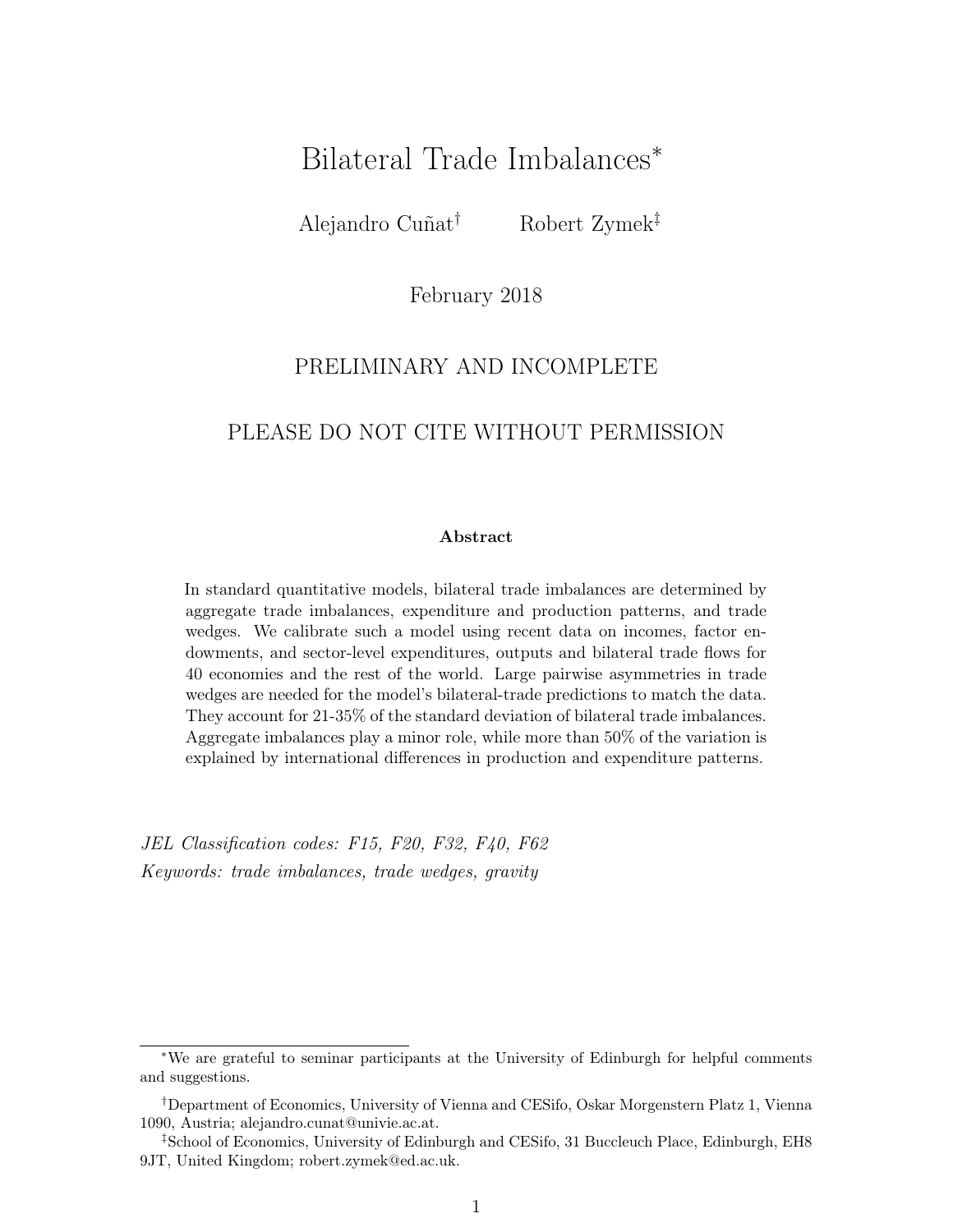# Bilateral Trade Imbalances[*]

Alejandro Cuñat[†] Robert Zymek[‡]

February 2018

PRELIMINARY AND INCOMPLETE

PLEASE DO NOT CITE WITHOUT PERMISSION

**Abstract**

In standard quantitative models, bilateral trade imbalances are determined by aggregate trade imbalances, expenditure and production patterns, and trade wedges. We calibrate such a model using recent data on incomes, factor endowments, and sector-level expenditures, outputs and bilateral trade flows for 40 economies and the rest of the world. Large pairwise asymmetries in trade wedges are needed for the model's bilateral-trade predictions to match the data. They account for 21-35% of the standard deviation of bilateral trade imbalances. Aggregate imbalances play a minor role, while more than 50% of the variation is explained by international differences in production and expenditure patterns.

*JEL Classification codes: F15, F20, F32, F40, F62*
*Keywords: trade imbalances, trade wedges, gravity*

---

[*] We are grateful to seminar participants at the University of Edinburgh for helpful comments and suggestions.

[†] Department of Economics, University of Vienna and CESifo, Oskar Morgenstern Platz 1, Vienna 1090, Austria; alejandro.cunat@univie.ac.at.

[‡] School of Economics, University of Edinburgh and CESifo, 31 Buccleuch Place, Edinburgh, EH8 9JT, United Kingdom; robert.zymek@ed.ac.uk.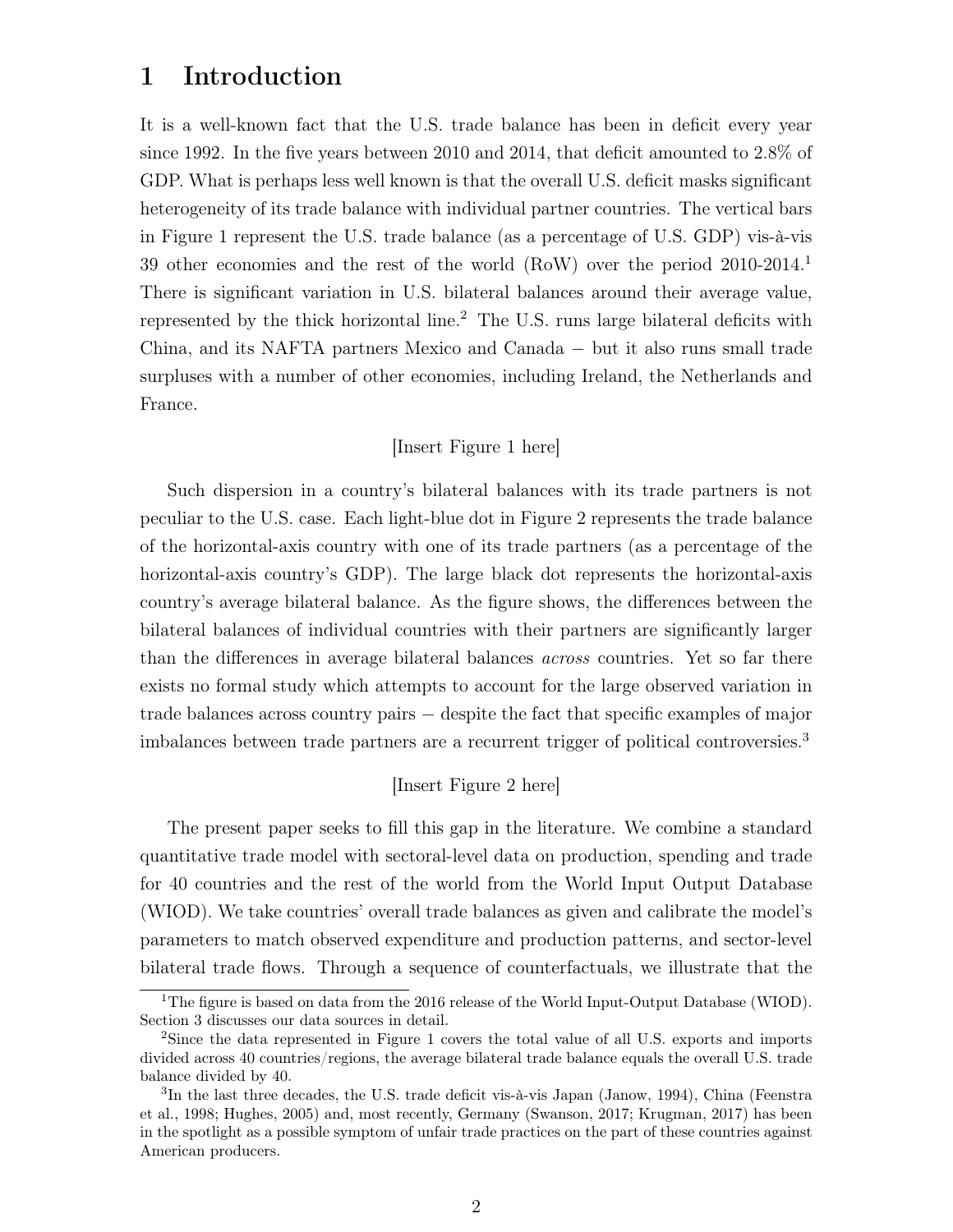# 1 Introduction

It is a well-known fact that the U.S. trade balance has been in deficit every year since 1992. In the five years between 2010 and 2014, that deficit amounted to 2.8% of GDP. What is perhaps less well known is that the overall U.S. deficit masks significant heterogeneity of its trade balance with individual partner countries. The vertical bars in Figure 1 represent the U.S. trade balance (as a percentage of U.S. GDP) vis-à-vis 39 other economies and the rest of the world (RoW) over the period 2010-2014.[1] There is significant variation in U.S. bilateral balances around their average value, represented by the thick horizontal line.[2] The U.S. runs large bilateral deficits with China, and its NAFTA partners Mexico and Canada − but it also runs small trade surpluses with a number of other economies, including Ireland, the Netherlands and France.

[Insert Figure 1 here]

Such dispersion in a country's bilateral balances with its trade partners is not peculiar to the U.S. case. Each light-blue dot in Figure 2 represents the trade balance of the horizontal-axis country with one of its trade partners (as a percentage of the horizontal-axis country's GDP). The large black dot represents the horizontal-axis country's average bilateral balance. As the figure shows, the differences between the bilateral balances of individual countries with their partners are significantly larger than the differences in average bilateral balances *across* countries. Yet so far there exists no formal study which attempts to account for the large observed variation in trade balances across country pairs − despite the fact that specific examples of major imbalances between trade partners are a recurrent trigger of political controversies.[3]

[Insert Figure 2 here]

The present paper seeks to fill this gap in the literature. We combine a standard quantitative trade model with sectoral-level data on production, spending and trade for 40 countries and the rest of the world from the World Input Output Database (WIOD). We take countries' overall trade balances as given and calibrate the model's parameters to match observed expenditure and production patterns, and sector-level bilateral trade flows. Through a sequence of counterfactuals, we illustrate that the

[1] The figure is based on data from the 2016 release of the World Input-Output Database (WIOD). Section 3 discusses our data sources in detail.

[2] Since the data represented in Figure 1 covers the total value of all U.S. exports and imports divided across 40 countries/regions, the average bilateral trade balance equals the overall U.S. trade balance divided by 40.

[3] In the last three decades, the U.S. trade deficit vis-à-vis Japan (Janow, 1994), China (Feenstra et al., 1998; Hughes, 2005) and, most recently, Germany (Swanson, 2017; Krugman, 2017) has been in the spotlight as a possible symptom of unfair trade practices on the part of these countries against American producers.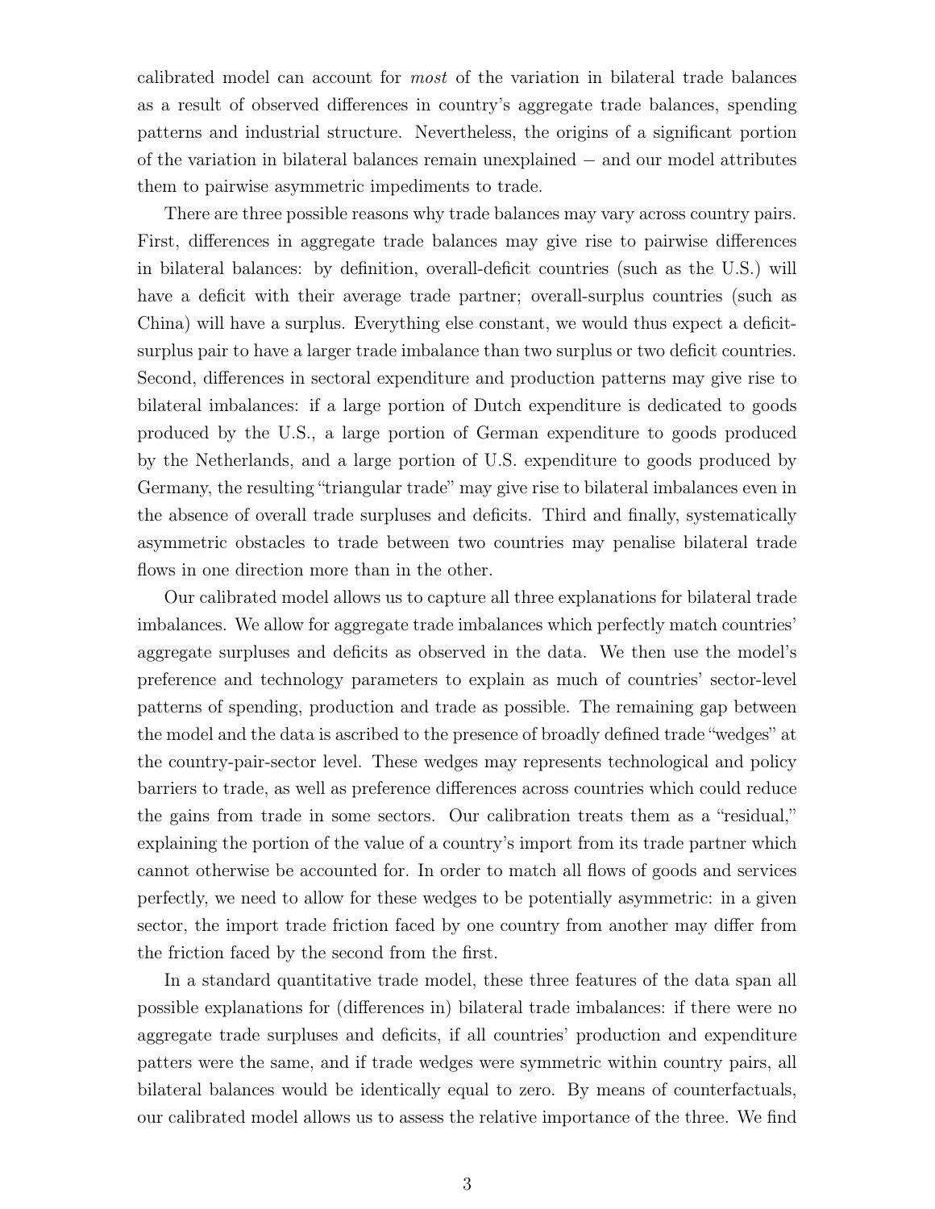calibrated model can account for *most* of the variation in bilateral trade balances as a result of observed differences in country's aggregate trade balances, spending patterns and industrial structure. Nevertheless, the origins of a significant portion of the variation in bilateral balances remain unexplained − and our model attributes them to pairwise asymmetric impediments to trade.

There are three possible reasons why trade balances may vary across country pairs. First, differences in aggregate trade balances may give rise to pairwise differences in bilateral balances: by definition, overall-deficit countries (such as the U.S.) will have a deficit with their average trade partner; overall-surplus countries (such as China) will have a surplus. Everything else constant, we would thus expect a deficit-surplus pair to have a larger trade imbalance than two surplus or two deficit countries. Second, differences in sectoral expenditure and production patterns may give rise to bilateral imbalances: if a large portion of Dutch expenditure is dedicated to goods produced by the U.S., a large portion of German expenditure to goods produced by the Netherlands, and a large portion of U.S. expenditure to goods produced by Germany, the resulting "triangular trade" may give rise to bilateral imbalances even in the absence of overall trade surpluses and deficits. Third and finally, systematically asymmetric obstacles to trade between two countries may penalise bilateral trade flows in one direction more than in the other.

Our calibrated model allows us to capture all three explanations for bilateral trade imbalances. We allow for aggregate trade imbalances which perfectly match countries' aggregate surpluses and deficits as observed in the data. We then use the model's preference and technology parameters to explain as much of countries' sector-level patterns of spending, production and trade as possible. The remaining gap between the model and the data is ascribed to the presence of broadly defined trade "wedges" at the country-pair-sector level. These wedges may represents technological and policy barriers to trade, as well as preference differences across countries which could reduce the gains from trade in some sectors. Our calibration treats them as a "residual," explaining the portion of the value of a country's import from its trade partner which cannot otherwise be accounted for. In order to match all flows of goods and services perfectly, we need to allow for these wedges to be potentially asymmetric: in a given sector, the import trade friction faced by one country from another may differ from the friction faced by the second from the first.

In a standard quantitative trade model, these three features of the data span all possible explanations for (differences in) bilateral trade imbalances: if there were no aggregate trade surpluses and deficits, if all countries' production and expenditure patters were the same, and if trade wedges were symmetric within country pairs, all bilateral balances would be identically equal to zero. By means of counterfactuals, our calibrated model allows us to assess the relative importance of the three. We find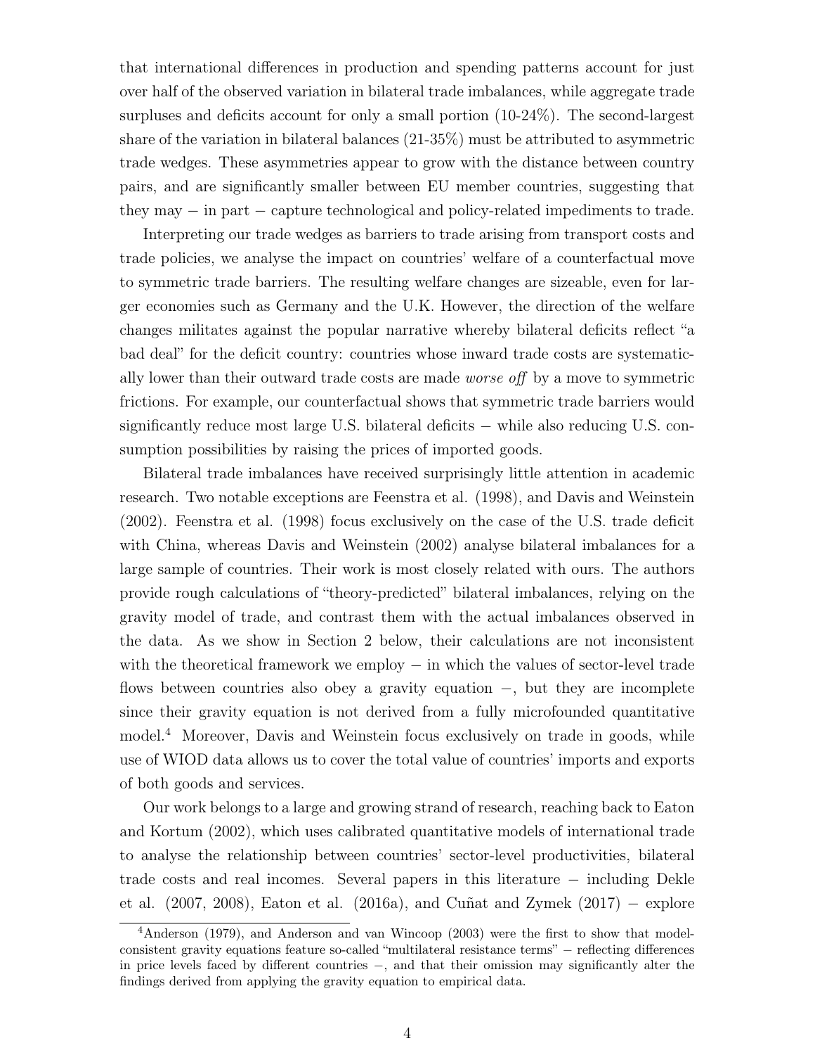that international differences in production and spending patterns account for just over half of the observed variation in bilateral trade imbalances, while aggregate trade surpluses and deficits account for only a small portion (10-24%). The second-largest share of the variation in bilateral balances (21-35%) must be attributed to asymmetric trade wedges. These asymmetries appear to grow with the distance between country pairs, and are significantly smaller between EU member countries, suggesting that they may − in part − capture technological and policy-related impediments to trade.

Interpreting our trade wedges as barriers to trade arising from transport costs and trade policies, we analyse the impact on countries' welfare of a counterfactual move to symmetric trade barriers. The resulting welfare changes are sizeable, even for larger economies such as Germany and the U.K. However, the direction of the welfare changes militates against the popular narrative whereby bilateral deficits reflect "a bad deal" for the deficit country: countries whose inward trade costs are systematically lower than their outward trade costs are made *worse off* by a move to symmetric frictions. For example, our counterfactual shows that symmetric trade barriers would significantly reduce most large U.S. bilateral deficits − while also reducing U.S. consumption possibilities by raising the prices of imported goods.

Bilateral trade imbalances have received surprisingly little attention in academic research. Two notable exceptions are Feenstra et al. (1998), and Davis and Weinstein (2002). Feenstra et al. (1998) focus exclusively on the case of the U.S. trade deficit with China, whereas Davis and Weinstein (2002) analyse bilateral imbalances for a large sample of countries. Their work is most closely related with ours. The authors provide rough calculations of "theory-predicted" bilateral imbalances, relying on the gravity model of trade, and contrast them with the actual imbalances observed in the data. As we show in Section 2 below, their calculations are not inconsistent with the theoretical framework we employ − in which the values of sector-level trade flows between countries also obey a gravity equation −, but they are incomplete since their gravity equation is not derived from a fully microfounded quantitative model.[4] Moreover, Davis and Weinstein focus exclusively on trade in goods, while use of WIOD data allows us to cover the total value of countries' imports and exports of both goods and services.

Our work belongs to a large and growing strand of research, reaching back to Eaton and Kortum (2002), which uses calibrated quantitative models of international trade to analyse the relationship between countries' sector-level productivities, bilateral trade costs and real incomes. Several papers in this literature − including Dekle et al. (2007, 2008), Eaton et al. (2016a), and Cuñat and Zymek (2017) − explore

[4] Anderson (1979), and Anderson and van Wincoop (2003) were the first to show that model-consistent gravity equations feature so-called "multilateral resistance terms" − reflecting differences in price levels faced by different countries −, and that their omission may significantly alter the findings derived from applying the gravity equation to empirical data.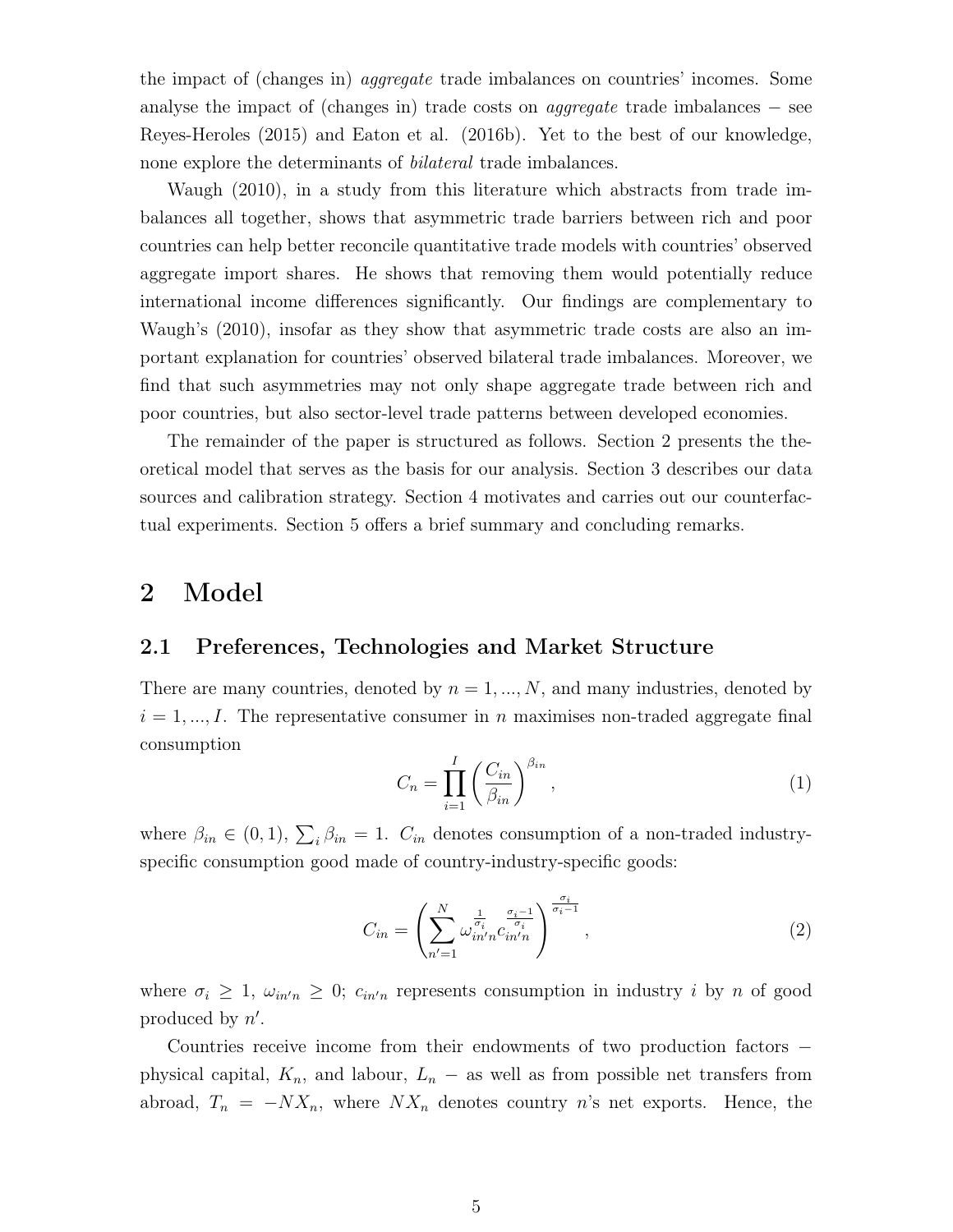the impact of (changes in) *aggregate* trade imbalances on countries' incomes. Some analyse the impact of (changes in) trade costs on *aggregate* trade imbalances − see Reyes-Heroles (2015) and Eaton et al. (2016b). Yet to the best of our knowledge, none explore the determinants of *bilateral* trade imbalances.

Waugh (2010), in a study from this literature which abstracts from trade imbalances all together, shows that asymmetric trade barriers between rich and poor countries can help better reconcile quantitative trade models with countries' observed aggregate import shares. He shows that removing them would potentially reduce international income differences significantly. Our findings are complementary to Waugh's (2010), insofar as they show that asymmetric trade costs are also an important explanation for countries' observed bilateral trade imbalances. Moreover, we find that such asymmetries may not only shape aggregate trade between rich and poor countries, but also sector-level trade patterns between developed economies.

The remainder of the paper is structured as follows. Section 2 presents the theoretical model that serves as the basis for our analysis. Section 3 describes our data sources and calibration strategy. Section 4 motivates and carries out our counterfactual experiments. Section 5 offers a brief summary and concluding remarks.

# 2 Model

## 2.1 Preferences, Technologies and Market Structure

There are many countries, denoted by $n = 1, ..., N$, and many industries, denoted by $i = 1, ..., I$. The representative consumer in $n$ maximises non-traded aggregate final consumption

$$C_n = \prod_{i=1}^{I} \left( \frac{C_{in}}{\beta_{in}} \right)^{\beta_{in}}, \tag{1}$$

where $\beta_{in} \in (0, 1)$, $\sum_i \beta_{in} = 1$. $C_{in}$ denotes consumption of a non-traded industry-specific consumption good made of country-industry-specific goods:

$$C_{in} = \left( \sum_{n'=1}^{N} \omega_{in'n}^{\frac{1}{\sigma_i}} c_{in'n}^{\frac{\sigma_i - 1}{\sigma_i}} \right)^{\frac{\sigma_i}{\sigma_i - 1}}, \tag{2}$$

where $\sigma_i \geq 1$, $\omega_{in'n} \geq 0$; $c_{in'n}$ represents consumption in industry $i$ by $n$ of good produced by $n'$.

Countries receive income from their endowments of two production factors − physical capital, $K_n$, and labour, $L_n$ − as well as from possible net transfers from abroad, $T_n = -NX_n$, where $NX_n$ denotes country $n$'s net exports. Hence, the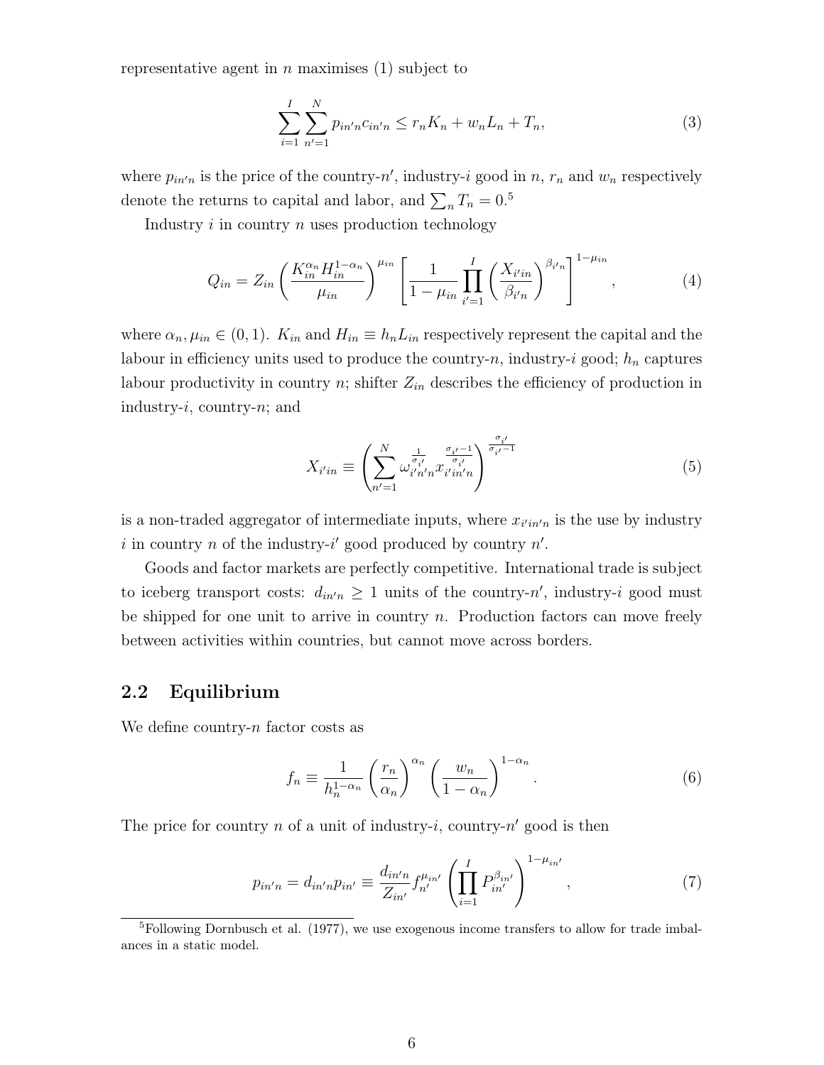representative agent in $n$ maximises (1) subject to

$$\sum_{i=1}^{I} \sum_{n'=1}^{N} p_{in'n} c_{in'n} \leq r_n K_n + w_n L_n + T_n, \tag{3}$$

where $p_{in'n}$ is the price of the country-$n'$, industry-$i$ good in $n$, $r_n$ and $w_n$ respectively denote the returns to capital and labor, and $\sum_n T_n = 0$.[5]

Industry $i$ in country $n$ uses production technology

$$Q_{in} = Z_{in} \left( \frac{K_{in}^{\alpha_n} H_{in}^{1-\alpha_n}}{\mu_{in}} \right)^{\mu_{in}} \left[ \frac{1}{1-\mu_{in}} \prod_{i'=1}^{I} \left( \frac{X_{i'in}}{\beta_{i'n}} \right)^{\beta_{i'n}} \right]^{1-\mu_{in}}, \tag{4}$$

where $\alpha_n, \mu_{in} \in (0,1)$. $K_{in}$ and $H_{in} \equiv h_n L_{in}$ respectively represent the capital and the labour in efficiency units used to produce the country-$n$, industry-$i$ good; $h_n$ captures labour productivity in country $n$; shifter $Z_{in}$ describes the efficiency of production in industry-$i$, country-$n$; and

$$X_{i'in} \equiv \left( \sum_{n'=1}^{N} \omega_{i'n'n}^{\frac{1}{\sigma_{i'}}} x_{i'in'n}^{\frac{\sigma_{i'}-1}{\sigma_{i'}}} \right)^{\frac{\sigma_{i'}}{\sigma_{i'}-1}} \tag{5}$$

is a non-traded aggregator of intermediate inputs, where $x_{i'in'n}$ is the use by industry $i$ in country $n$ of the industry-$i'$ good produced by country $n'$.

Goods and factor markets are perfectly competitive. International trade is subject to iceberg transport costs: $d_{in'n} \geq 1$ units of the country-$n'$, industry-$i$ good must be shipped for one unit to arrive in country $n$. Production factors can move freely between activities within countries, but cannot move across borders.

## 2.2 Equilibrium

We define country-$n$ factor costs as

$$f_n \equiv \frac{1}{h_n^{1-\alpha_n}} \left( \frac{r_n}{\alpha_n} \right)^{\alpha_n} \left( \frac{w_n}{1-\alpha_n} \right)^{1-\alpha_n}. \tag{6}$$

The price for country $n$ of a unit of industry-$i$, country-$n'$ good is then

$$p_{in'n} = d_{in'n} p_{in'} \equiv \frac{d_{in'n}}{Z_{in'}} f_{n'}^{\mu_{in'}} \left( \prod_{i=1}^{I} P_{in'}^{\beta_{in'}} \right)^{1-\mu_{in'}}, \tag{7}$$

[5] Following Dornbusch et al. (1977), we use exogenous income transfers to allow for trade imbalances in a static model.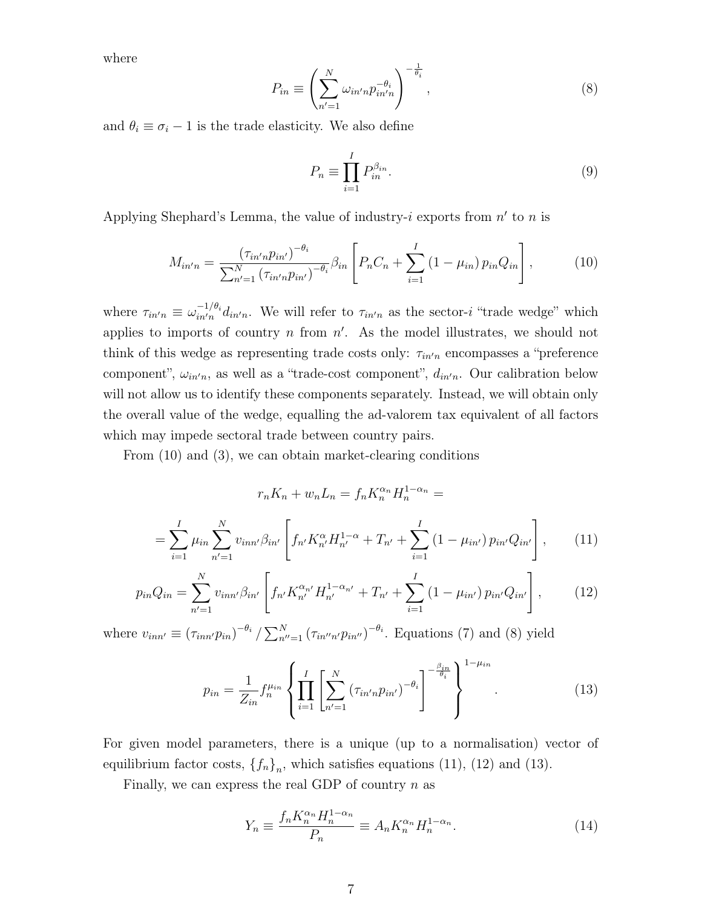where

$$P_{in} \equiv \left( \sum_{n'=1}^{N} \omega_{in'n} p_{in'n}^{-\theta_i} \right)^{-\frac{1}{\theta_i}}, \tag{8}$$

and $\theta_i \equiv \sigma_i - 1$ is the trade elasticity. We also define

$$P_n \equiv \prod_{i=1}^{I} P_{in}^{\beta_{in}}. \tag{9}$$

Applying Shephard's Lemma, the value of industry-$i$ exports from $n'$ to $n$ is

$$M_{in'n} = \frac{\left(\tau_{in'n} p_{in'}\right)^{-\theta_i}}{\sum_{n'=1}^{N} \left(\tau_{in'n} p_{in'}\right)^{-\theta_i}} \beta_{in} \left[ P_n C_n + \sum_{i=1}^{I} \left(1 - \mu_{in}\right) p_{in} Q_{in} \right], \tag{10}$$

where $\tau_{in'n} \equiv \omega_{in'n}^{-1/\theta_i} d_{in'n}$. We will refer to $\tau_{in'n}$ as the sector-$i$ "trade wedge" which applies to imports of country $n$ from $n'$. As the model illustrates, we should not think of this wedge as representing trade costs only: $\tau_{in'n}$ encompasses a "preference component", $\omega_{in'n}$, as well as a "trade-cost component", $d_{in'n}$. Our calibration below will not allow us to identify these components separately. Instead, we will obtain only the overall value of the wedge, equalling the ad-valorem tax equivalent of all factors which may impede sectoral trade between country pairs.

From (10) and (3), we can obtain market-clearing conditions

$$r_n K_n + w_n L_n = f_n K_n^{\alpha_n} H_n^{1-\alpha_n} =$$

$$= \sum_{i=1}^{I} \mu_{in} \sum_{n'=1}^{N} v_{inn'} \beta_{in'} \left[ f_{n'} K_{n'}^{\alpha} H_{n'}^{1-\alpha} + T_{n'} + \sum_{i=1}^{I} \left(1 - \mu_{in'}\right) p_{in'} Q_{in'} \right], \tag{11}$$

$$p_{in} Q_{in} = \sum_{n'=1}^{N} v_{inn'} \beta_{in'} \left[ f_{n'} K_{n'}^{\alpha_{n'}} H_{n'}^{1-\alpha_{n'}} + T_{n'} + \sum_{i=1}^{I} \left(1 - \mu_{in'}\right) p_{in'} Q_{in'} \right], \tag{12}$$

where $v_{inn'} \equiv \left(\tau_{inn'} p_{in}\right)^{-\theta_i} / \sum_{n''=1}^{N} \left(\tau_{in''n'} p_{in''}\right)^{-\theta_i}$. Equations (7) and (8) yield

$$p_{in} = \frac{1}{Z_{in}} f_n^{\mu_{in}} \left\{ \prod_{i=1}^{I} \left[ \sum_{n'=1}^{N} \left(\tau_{in'n} p_{in'}\right)^{-\theta_i} \right]^{-\frac{\beta_{in}}{\theta_i}} \right\}^{1-\mu_{in}}. \tag{13}$$

For given model parameters, there is a unique (up to a normalisation) vector of equilibrium factor costs, $\{f_n\}_n$, which satisfies equations (11), (12) and (13).

Finally, we can express the real GDP of country $n$ as

$$Y_n \equiv \frac{f_n K_n^{\alpha_n} H_n^{1-\alpha_n}}{P_n} \equiv A_n K_n^{\alpha_n} H_n^{1-\alpha_n}. \tag{14}$$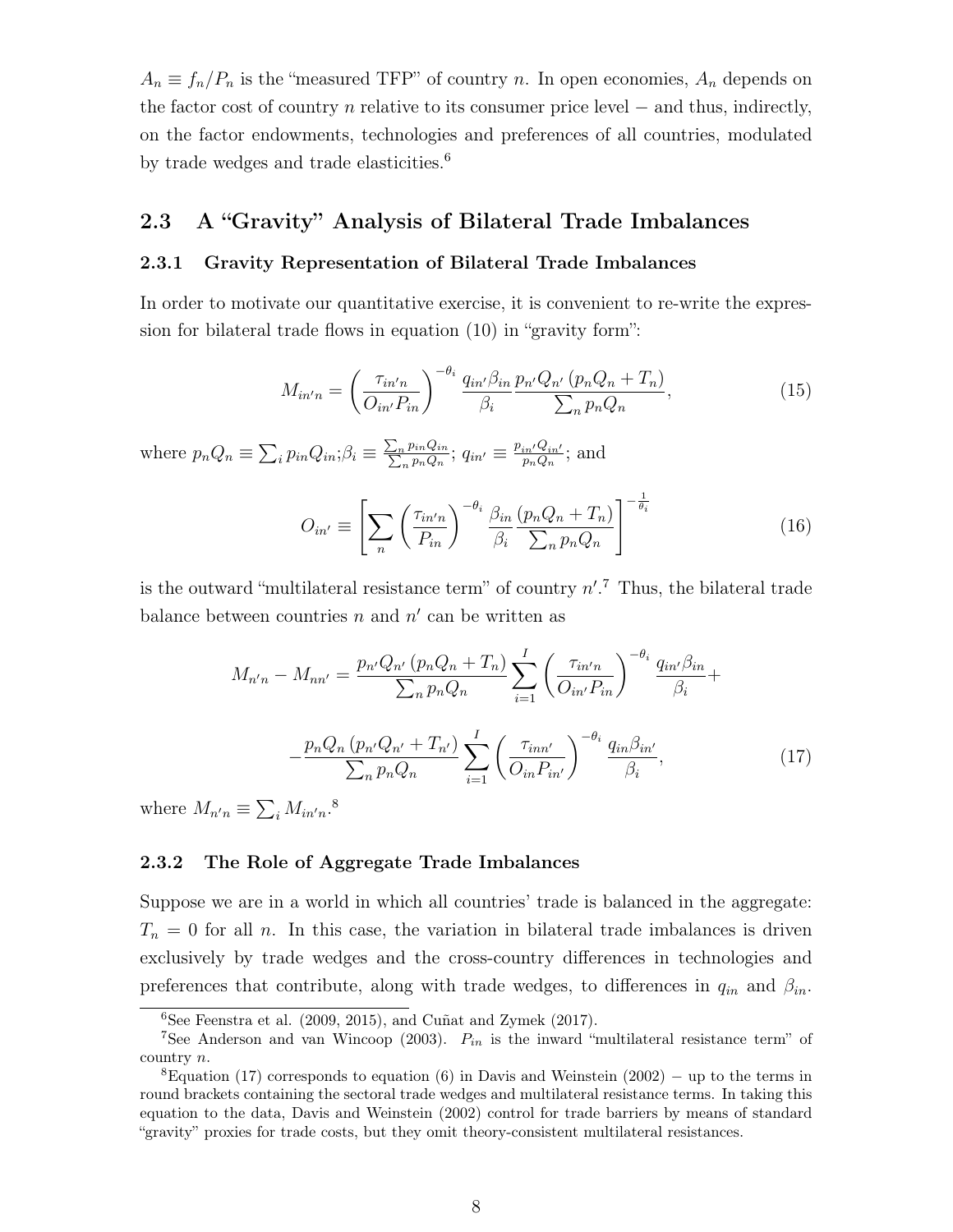$A_n \equiv f_n/P_n$ is the "measured TFP" of country $n$. In open economies, $A_n$ depends on the factor cost of country $n$ relative to its consumer price level − and thus, indirectly, on the factor endowments, technologies and preferences of all countries, modulated by trade wedges and trade elasticities.[6]

## 2.3 A "Gravity" Analysis of Bilateral Trade Imbalances

### 2.3.1 Gravity Representation of Bilateral Trade Imbalances

In order to motivate our quantitative exercise, it is convenient to re-write the expression for bilateral trade flows in equation (10) in "gravity form":

$$M_{in'n} = \left(\frac{\tau_{in'n}}{O_{in'}P_{in}}\right)^{-\theta_i} \frac{q_{in'}\beta_{in}}{\beta_i} \frac{p_{n'}Q_{n'}\left(p_nQ_n + T_n\right)}{\sum_n p_nQ_n}, \tag{15}$$

where $p_nQ_n \equiv \sum_i p_{in}Q_{in}$;$\beta_i \equiv \frac{\sum_n p_{in}Q_{in}}{\sum_n p_nQ_n}$; $q_{in'} \equiv \frac{p_{in'}Q_{in'}}{p_nQ_n}$; and

$$O_{in'} \equiv \left[\sum_n \left(\frac{\tau_{in'n}}{P_{in}}\right)^{-\theta_i} \frac{\beta_{in}}{\beta_i} \frac{\left(p_nQ_n + T_n\right)}{\sum_n p_nQ_n}\right]^{-\frac{1}{\theta_i}} \tag{16}$$

is the outward "multilateral resistance term" of country $n'$.[7] Thus, the bilateral trade balance between countries $n$ and $n'$ can be written as

$$M_{n'n} - M_{nn'} = \frac{p_{n'}Q_{n'}\left(p_nQ_n + T_n\right)}{\sum_n p_nQ_n} \sum_{i=1}^{I} \left(\frac{\tau_{in'n}}{O_{in'}P_{in}}\right)^{-\theta_i} \frac{q_{in'}\beta_{in}}{\beta_i} +$$

$$-\frac{p_nQ_n\left(p_{n'}Q_{n'} + T_{n'}\right)}{\sum_n p_nQ_n} \sum_{i=1}^{I} \left(\frac{\tau_{inn'}}{O_{in}P_{in'}}\right)^{-\theta_i} \frac{q_{in}\beta_{in'}}{\beta_i}, \tag{17}$$

where $M_{n'n} \equiv \sum_i M_{in'n}$.[8]

### 2.3.2 The Role of Aggregate Trade Imbalances

Suppose we are in a world in which all countries' trade is balanced in the aggregate: $T_n = 0$ for all $n$. In this case, the variation in bilateral trade imbalances is driven exclusively by trade wedges and the cross-country differences in technologies and preferences that contribute, along with trade wedges, to differences in $q_{in}$ and $\beta_{in}$.

[6] See Feenstra et al. (2009, 2015), and Cuñat and Zymek (2017).

[7] See Anderson and van Wincoop (2003). $P_{in}$ is the inward "multilateral resistance term" of country $n$.

[8] Equation (17) corresponds to equation (6) in Davis and Weinstein (2002) − up to the terms in round brackets containing the sectoral trade wedges and multilateral resistance terms. In taking this equation to the data, Davis and Weinstein (2002) control for trade barriers by means of standard "gravity" proxies for trade costs, but they omit theory-consistent multilateral resistances.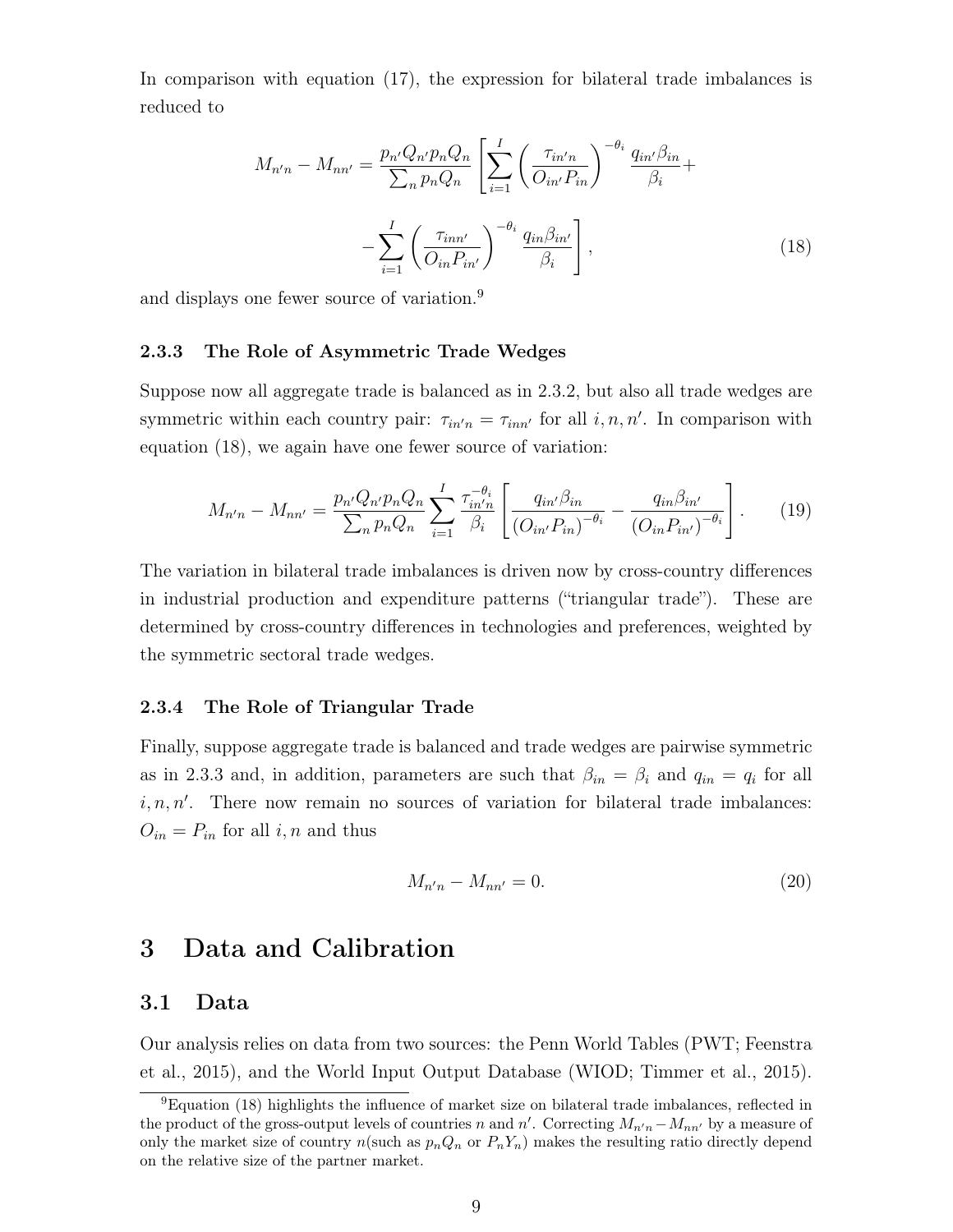In comparison with equation (17), the expression for bilateral trade imbalances is reduced to

$$
M_{n'n} - M_{nn'} = \frac{p_{n'}Q_{n'}p_nQ_n}{\sum_n p_nQ_n} \left[ \sum_{i=1}^{I} \left( \frac{\tau_{in'n}}{O_{in'}P_{in}} \right)^{-\theta_i} \frac{q_{in'}\beta_{in}}{\beta_i} + \right.
$$

$$
\left. - \sum_{i=1}^{I} \left( \frac{\tau_{inn'}}{O_{in}P_{in'}} \right)^{-\theta_i} \frac{q_{in}\beta_{in'}}{\beta_i} \right], \tag{18}
$$

and displays one fewer source of variation.[9]

### 2.3.3 The Role of Asymmetric Trade Wedges

Suppose now all aggregate trade is balanced as in 2.3.2, but also all trade wedges are symmetric within each country pair: $\tau_{in'n} = \tau_{inn'}$ for all $i, n, n'$. In comparison with equation (18), we again have one fewer source of variation:

$$
M_{n'n} - M_{nn'} = \frac{p_{n'}Q_{n'}p_nQ_n}{\sum_n p_nQ_n} \sum_{i=1}^{I} \frac{\tau_{in'n}^{-\theta_i}}{\beta_i} \left[ \frac{q_{in'}\beta_{in}}{(O_{in'}P_{in})^{-\theta_i}} - \frac{q_{in}\beta_{in'}}{(O_{in}P_{in'})^{-\theta_i}} \right]. \tag{19}
$$

The variation in bilateral trade imbalances is driven now by cross-country differences in industrial production and expenditure patterns ("triangular trade"). These are determined by cross-country differences in technologies and preferences, weighted by the symmetric sectoral trade wedges.

### 2.3.4 The Role of Triangular Trade

Finally, suppose aggregate trade is balanced and trade wedges are pairwise symmetric as in 2.3.3 and, in addition, parameters are such that $\beta_{in} = \beta_i$ and $q_{in} = q_i$ for all $i, n, n'$. There now remain no sources of variation for bilateral trade imbalances: $O_{in} = P_{in}$ for all $i, n$ and thus

$$
M_{n'n} - M_{nn'} = 0. \tag{20}
$$

# 3 Data and Calibration

## 3.1 Data

Our analysis relies on data from two sources: the Penn World Tables (PWT; Feenstra et al., 2015), and the World Input Output Database (WIOD; Timmer et al., 2015).

[9] Equation (18) highlights the influence of market size on bilateral trade imbalances, reflected in the product of the gross-output levels of countries $n$ and $n'$. Correcting $M_{n'n} - M_{nn'}$ by a measure of only the market size of country $n$(such as $p_nQ_n$ or $P_nY_n$) makes the resulting ratio directly depend on the relative size of the partner market.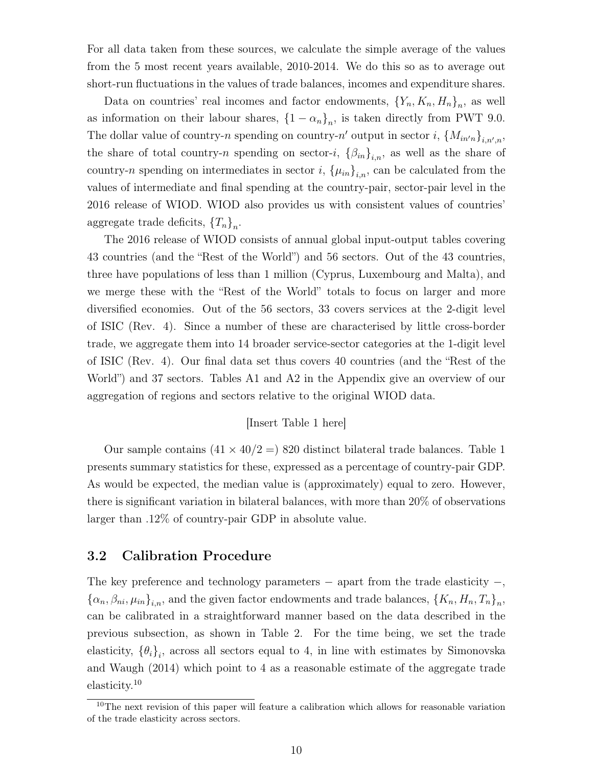For all data taken from these sources, we calculate the simple average of the values from the 5 most recent years available, 2010-2014. We do this so as to average out short-run fluctuations in the values of trade balances, incomes and expenditure shares.

Data on countries' real incomes and factor endowments, $\{Y_n, K_n, H_n\}_n$, as well as information on their labour shares, $\{1 - \alpha_n\}_n$, is taken directly from PWT 9.0. The dollar value of country-$n$ spending on country-$n'$ output in sector $i$, $\{M_{in'n}\}_{i,n',n}$, the share of total country-$n$ spending on sector-$i$, $\{\beta_{in}\}_{i,n}$, as well as the share of country-$n$ spending on intermediates in sector $i$, $\{\mu_{in}\}_{i,n}$, can be calculated from the values of intermediate and final spending at the country-pair, sector-pair level in the 2016 release of WIOD. WIOD also provides us with consistent values of countries' aggregate trade deficits, $\{T_n\}_n$.

The 2016 release of WIOD consists of annual global input-output tables covering 43 countries (and the "Rest of the World") and 56 sectors. Out of the 43 countries, three have populations of less than 1 million (Cyprus, Luxembourg and Malta), and we merge these with the "Rest of the World" totals to focus on larger and more diversified economies. Out of the 56 sectors, 33 covers services at the 2-digit level of ISIC (Rev. 4). Since a number of these are characterised by little cross-border trade, we aggregate them into 14 broader service-sector categories at the 1-digit level of ISIC (Rev. 4). Our final data set thus covers 40 countries (and the "Rest of the World") and 37 sectors. Tables A1 and A2 in the Appendix give an overview of our aggregation of regions and sectors relative to the original WIOD data.

[Insert Table 1 here]

Our sample contains $(41 \times 40/2 =)$ 820 distinct bilateral trade balances. Table 1 presents summary statistics for these, expressed as a percentage of country-pair GDP. As would be expected, the median value is (approximately) equal to zero. However, there is significant variation in bilateral balances, with more than 20% of observations larger than .12% of country-pair GDP in absolute value.

## 3.2 Calibration Procedure

The key preference and technology parameters − apart from the trade elasticity −, $\{\alpha_n, \beta_{ni}, \mu_{in}\}_{i,n}$, and the given factor endowments and trade balances, $\{K_n, H_n, T_n\}_n$, can be calibrated in a straightforward manner based on the data described in the previous subsection, as shown in Table 2. For the time being, we set the trade elasticity, $\{\theta_i\}_i$, across all sectors equal to 4, in line with estimates by Simonovska and Waugh (2014) which point to 4 as a reasonable estimate of the aggregate trade elasticity.[10]

[10] The next revision of this paper will feature a calibration which allows for reasonable variation of the trade elasticity across sectors.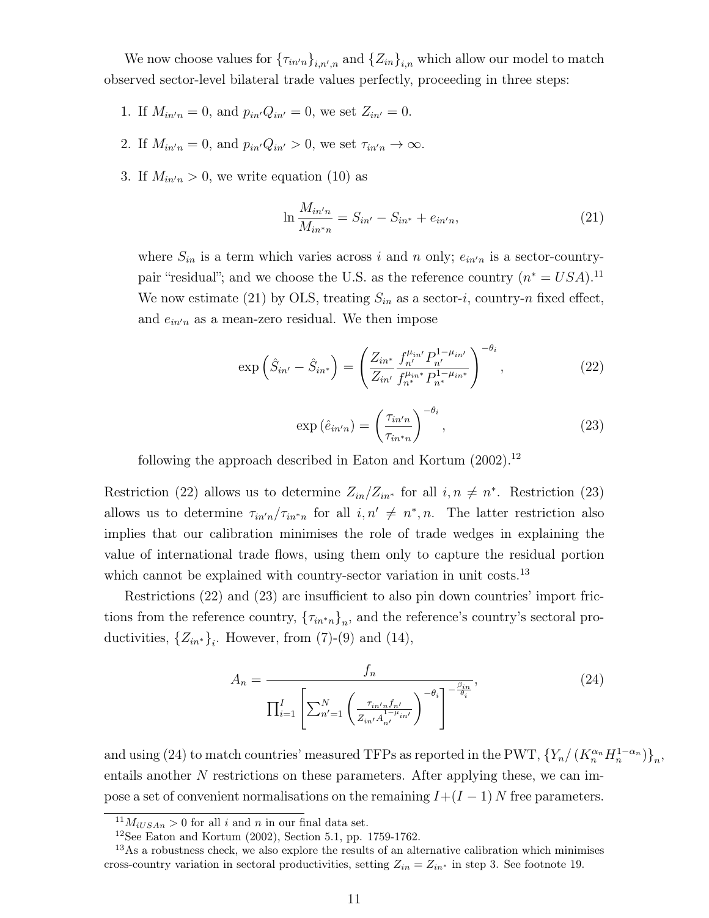We now choose values for $\{\tau_{in'n}\}_{i,n',n}$ and $\{Z_{in}\}_{i,n}$ which allow our model to match observed sector-level bilateral trade values perfectly, proceeding in three steps:

1. If $M_{in'n} = 0$, and $p_{in'}Q_{in'} = 0$, we set $Z_{in'} = 0$.
2. If $M_{in'n} = 0$, and $p_{in'}Q_{in'} > 0$, we set $\tau_{in'n} \to \infty$.
3. If $M_{in'n} > 0$, we write equation (10) as

$$\ln \frac{M_{in'n}}{M_{in^*n}} = S_{in'} - S_{in^*} + e_{in'n}, \tag{21}$$

   where $S_{in}$ is a term which varies across $i$ and $n$ only; $e_{in'n}$ is a sector-country-pair "residual"; and we choose the U.S. as the reference country ($n^* = USA$).[11] We now estimate (21) by OLS, treating $S_{in}$ as a sector-$i$, country-$n$ fixed effect, and $e_{in'n}$ as a mean-zero residual. We then impose

$$\exp\left(\hat{S}_{in'} - \hat{S}_{in^*}\right) = \left(\frac{Z_{in^*}}{Z_{in'}} \frac{f_{n'}^{\mu_{in'}} P_{n'}^{1-\mu_{in'}}}{f_{n^*}^{\mu_{in^*}} P_{n^*}^{1-\mu_{in^*}}}\right)^{-\theta_i}, \tag{22}$$

$$\exp\left(\hat{e}_{in'n}\right) = \left(\frac{\tau_{in'n}}{\tau_{in^*n}}\right)^{-\theta_i}, \tag{23}$$

   following the approach described in Eaton and Kortum (2002).[12]

Restriction (22) allows us to determine $Z_{in}/Z_{in^*}$ for all $i, n \neq n^*$. Restriction (23) allows us to determine $\tau_{in'n}/\tau_{in^*n}$ for all $i, n' \neq n^*, n$. The latter restriction also implies that our calibration minimises the role of trade wedges in explaining the value of international trade flows, using them only to capture the residual portion which cannot be explained with country-sector variation in unit costs.[13]

Restrictions (22) and (23) are insufficient to also pin down countries' import frictions from the reference country, $\{\tau_{in^*n}\}_n$, and the reference's country's sectoral productivities, $\{Z_{in^*}\}_i$. However, from (7)-(9) and (14),

$$A_n = \frac{f_n}{\prod_{i=1}^{I}\left[\sum_{n'=1}^{N}\left(\frac{\tau_{in'n} f_{n'}}{Z_{in'} A_{n'}^{1-\mu_{in'}}}\right)^{-\theta_i}\right]^{-\frac{\beta_{in}}{\theta_i}}}, \tag{24}$$

and using (24) to match countries' measured TFPs as reported in the PWT, $\{Y_n/\left(K_n^{\alpha_n} H_n^{1-\alpha_n}\right)\}_n$, entails another $N$ restrictions on these parameters. After applying these, we can impose a set of convenient normalisations on the remaining $I + (I-1)N$ free parameters.

---

[11] $M_{iUSAn} > 0$ for all $i$ and $n$ in our final data set.

[12] See Eaton and Kortum (2002), Section 5.1, pp. 1759-1762.

[13] As a robustness check, we also explore the results of an alternative calibration which minimises cross-country variation in sectoral productivities, setting $Z_{in} = Z_{in^*}$ in step 3. See footnote 19.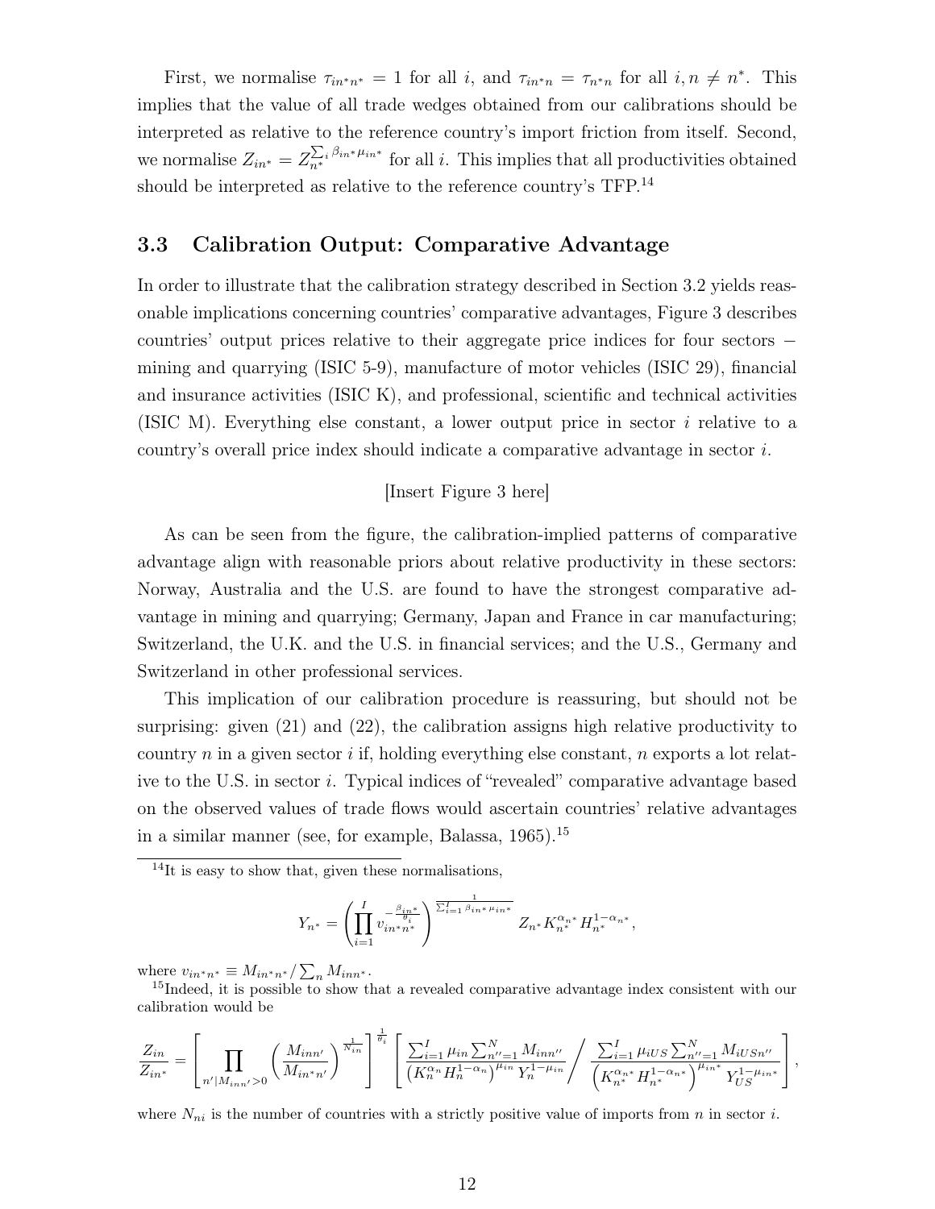First, we normalise $\tau_{in^*n^*} = 1$ for all $i$, and $\tau_{in^*n} = \tau_{n^*n}$ for all $i, n \neq n^*$. This implies that the value of all trade wedges obtained from our calibrations should be interpreted as relative to the reference country's import friction from itself. Second, we normalise $Z_{in^*} = Z_{n^*}^{\sum_i \beta_{in^*}\mu_{in^*}}$ for all $i$. This implies that all productivities obtained should be interpreted as relative to the reference country's TFP.[14]

### 3.3 Calibration Output: Comparative Advantage

In order to illustrate that the calibration strategy described in Section 3.2 yields reasonable implications concerning countries' comparative advantages, Figure 3 describes countries' output prices relative to their aggregate price indices for four sectors − mining and quarrying (ISIC 5-9), manufacture of motor vehicles (ISIC 29), financial and insurance activities (ISIC K), and professional, scientific and technical activities (ISIC M). Everything else constant, a lower output price in sector $i$ relative to a country's overall price index should indicate a comparative advantage in sector $i$.

[Insert Figure 3 here]

As can be seen from the figure, the calibration-implied patterns of comparative advantage align with reasonable priors about relative productivity in these sectors: Norway, Australia and the U.S. are found to have the strongest comparative advantage in mining and quarrying; Germany, Japan and France in car manufacturing; Switzerland, the U.K. and the U.S. in financial services; and the U.S., Germany and Switzerland in other professional services.

This implication of our calibration procedure is reassuring, but should not be surprising: given (21) and (22), the calibration assigns high relative productivity to country $n$ in a given sector $i$ if, holding everything else constant, $n$ exports a lot relative to the U.S. in sector $i$. Typical indices of "revealed" comparative advantage based on the observed values of trade flows would ascertain countries' relative advantages in a similar manner (see, for example, Balassa, 1965).[15]

---

[14] It is easy to show that, given these normalisations,

$$Y_{n^*} = \left( \prod_{i=1}^{I} v_{in^*n^*}^{-\frac{\beta_{in^*}}{\theta_i}} \right)^{\frac{1}{\sum_{i=1}^{I} \beta_{in^*}\mu_{in^*}}} Z_{n^*} K_{n^*}^{\alpha_{n^*}} H_{n^*}^{1-\alpha_{n^*}},$$

where $v_{in^*n^*} \equiv M_{in^*n^*} / \sum_n M_{inn^*}$.

[15] Indeed, it is possible to show that a revealed comparative advantage index consistent with our calibration would be

$$\frac{Z_{in}}{Z_{in^*}} = \left[ \prod_{n' | M_{inn'} > 0} \left( \frac{M_{inn'}}{M_{in^*n'}} \right)^{\frac{1}{N_{in}}} \right]^{\frac{1}{\theta_i}} \left[ \frac{\sum_{i=1}^{I} \mu_{in} \sum_{n''=1}^{N} M_{inn''}}{\left( K_n^{\alpha_n} H_n^{1-\alpha_n} \right)^{\mu_{in}} Y_n^{1-\mu_{in}}} \Bigg/ \frac{\sum_{i=1}^{I} \mu_{iUS} \sum_{n''=1}^{N} M_{iUSn''}}{\left( K_{n^*}^{\alpha_{n^*}} H_{n^*}^{1-\alpha_{n^*}} \right)^{\mu_{in^*}} Y_{US}^{1-\mu_{in^*}}} \right],$$

where $N_{ni}$ is the number of countries with a strictly positive value of imports from $n$ in sector $i$.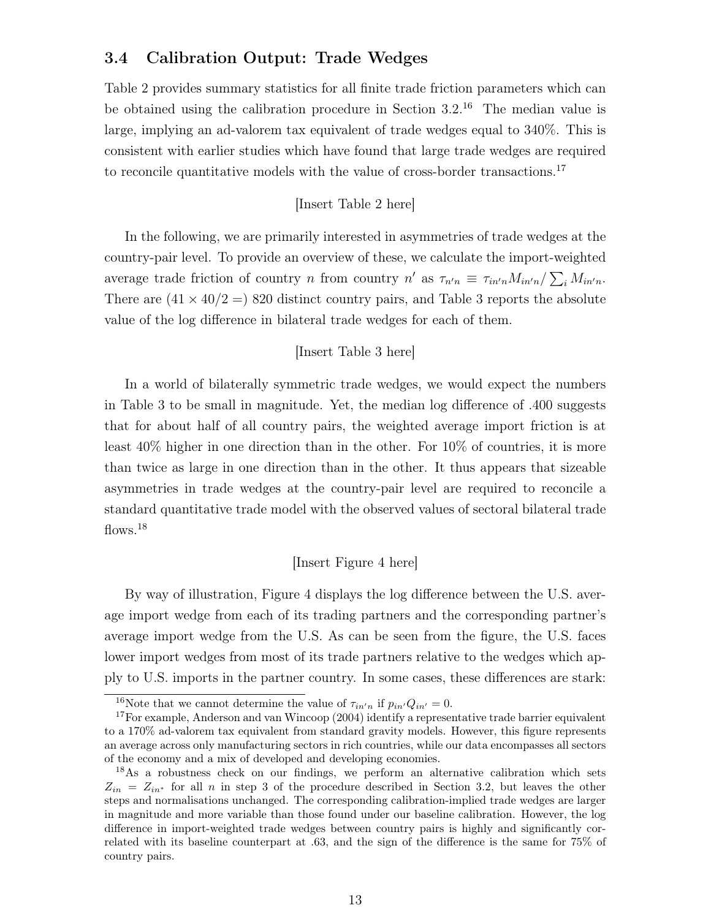### 3.4 Calibration Output: Trade Wedges

Table 2 provides summary statistics for all finite trade friction parameters which can be obtained using the calibration procedure in Section 3.2.[16] The median value is large, implying an ad-valorem tax equivalent of trade wedges equal to 340%. This is consistent with earlier studies which have found that large trade wedges are required to reconcile quantitative models with the value of cross-border transactions.[17]

[Insert Table 2 here]

In the following, we are primarily interested in asymmetries of trade wedges at the country-pair level. To provide an overview of these, we calculate the import-weighted average trade friction of country $n$ from country $n'$ as $\tau_{n'n} \equiv \tau_{in'n} M_{in'n} / \sum_i M_{in'n}$. There are $(41 \times 40/2 =)$ 820 distinct country pairs, and Table 3 reports the absolute value of the log difference in bilateral trade wedges for each of them.

[Insert Table 3 here]

In a world of bilaterally symmetric trade wedges, we would expect the numbers in Table 3 to be small in magnitude. Yet, the median log difference of .400 suggests that for about half of all country pairs, the weighted average import friction is at least 40% higher in one direction than in the other. For 10% of countries, it is more than twice as large in one direction than in the other. It thus appears that sizeable asymmetries in trade wedges at the country-pair level are required to reconcile a standard quantitative trade model with the observed values of sectoral bilateral trade flows.[18]

[Insert Figure 4 here]

By way of illustration, Figure 4 displays the log difference between the U.S. average import wedge from each of its trading partners and the corresponding partner's average import wedge from the U.S. As can be seen from the figure, the U.S. faces lower import wedges from most of its trade partners relative to the wedges which apply to U.S. imports in the partner country. In some cases, these differences are stark:

---

[16] Note that we cannot determine the value of $\tau_{in'n}$ if $p_{in'}Q_{in'} = 0$.

[17] For example, Anderson and van Wincoop (2004) identify a representative trade barrier equivalent to a 170% ad-valorem tax equivalent from standard gravity models. However, this figure represents an average across only manufacturing sectors in rich countries, while our data encompasses all sectors of the economy and a mix of developed and developing economies.

[18] As a robustness check on our findings, we perform an alternative calibration which sets $Z_{in} = Z_{in^*}$ for all $n$ in step 3 of the procedure described in Section 3.2, but leaves the other steps and normalisations unchanged. The corresponding calibration-implied trade wedges are larger in magnitude and more variable than those found under our baseline calibration. However, the log difference in import-weighted trade wedges between country pairs is highly and significantly correlated with its baseline counterpart at .63, and the sign of the difference is the same for 75% of country pairs.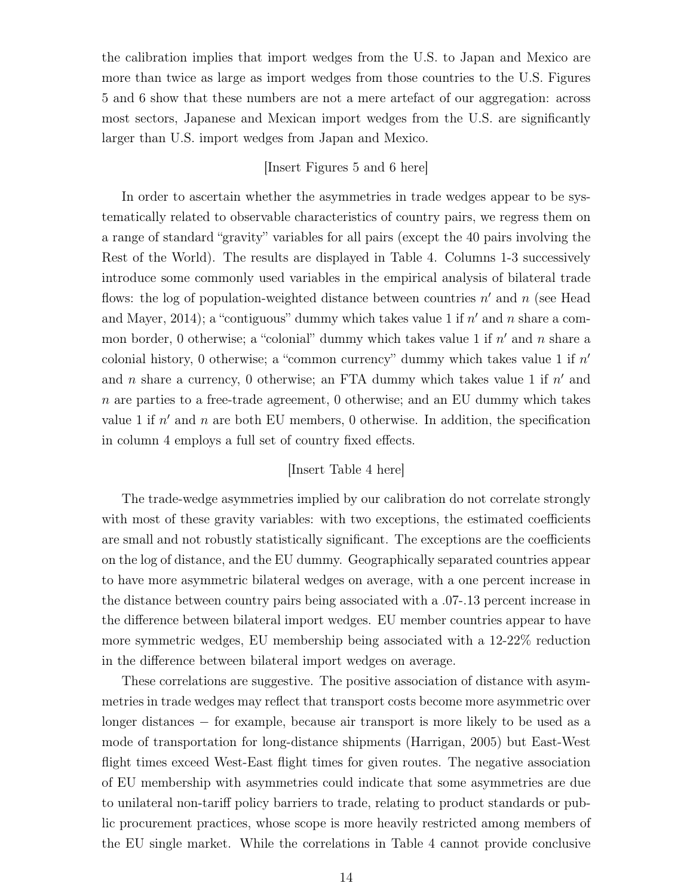the calibration implies that import wedges from the U.S. to Japan and Mexico are more than twice as large as import wedges from those countries to the U.S. Figures 5 and 6 show that these numbers are not a mere artefact of our aggregation: across most sectors, Japanese and Mexican import wedges from the U.S. are significantly larger than U.S. import wedges from Japan and Mexico.

[Insert Figures 5 and 6 here]

In order to ascertain whether the asymmetries in trade wedges appear to be systematically related to observable characteristics of country pairs, we regress them on a range of standard "gravity" variables for all pairs (except the 40 pairs involving the Rest of the World). The results are displayed in Table 4. Columns 1-3 successively introduce some commonly used variables in the empirical analysis of bilateral trade flows: the log of population-weighted distance between countries $n'$ and $n$ (see Head and Mayer, 2014); a "contiguous" dummy which takes value 1 if $n'$ and $n$ share a common border, 0 otherwise; a "colonial" dummy which takes value 1 if $n'$ and $n$ share a colonial history, 0 otherwise; a "common currency" dummy which takes value 1 if $n'$ and $n$ share a currency, 0 otherwise; an FTA dummy which takes value 1 if $n'$ and $n$ are parties to a free-trade agreement, 0 otherwise; and an EU dummy which takes value 1 if $n'$ and $n$ are both EU members, 0 otherwise. In addition, the specification in column 4 employs a full set of country fixed effects.

[Insert Table 4 here]

The trade-wedge asymmetries implied by our calibration do not correlate strongly with most of these gravity variables: with two exceptions, the estimated coefficients are small and not robustly statistically significant. The exceptions are the coefficients on the log of distance, and the EU dummy. Geographically separated countries appear to have more asymmetric bilateral wedges on average, with a one percent increase in the distance between country pairs being associated with a .07-.13 percent increase in the difference between bilateral import wedges. EU member countries appear to have more symmetric wedges, EU membership being associated with a 12-22% reduction in the difference between bilateral import wedges on average.

These correlations are suggestive. The positive association of distance with asymmetries in trade wedges may reflect that transport costs become more asymmetric over longer distances − for example, because air transport is more likely to be used as a mode of transportation for long-distance shipments (Harrigan, 2005) but East-West flight times exceed West-East flight times for given routes. The negative association of EU membership with asymmetries could indicate that some asymmetries are due to unilateral non-tariff policy barriers to trade, relating to product standards or public procurement practices, whose scope is more heavily restricted among members of the EU single market. While the correlations in Table 4 cannot provide conclusive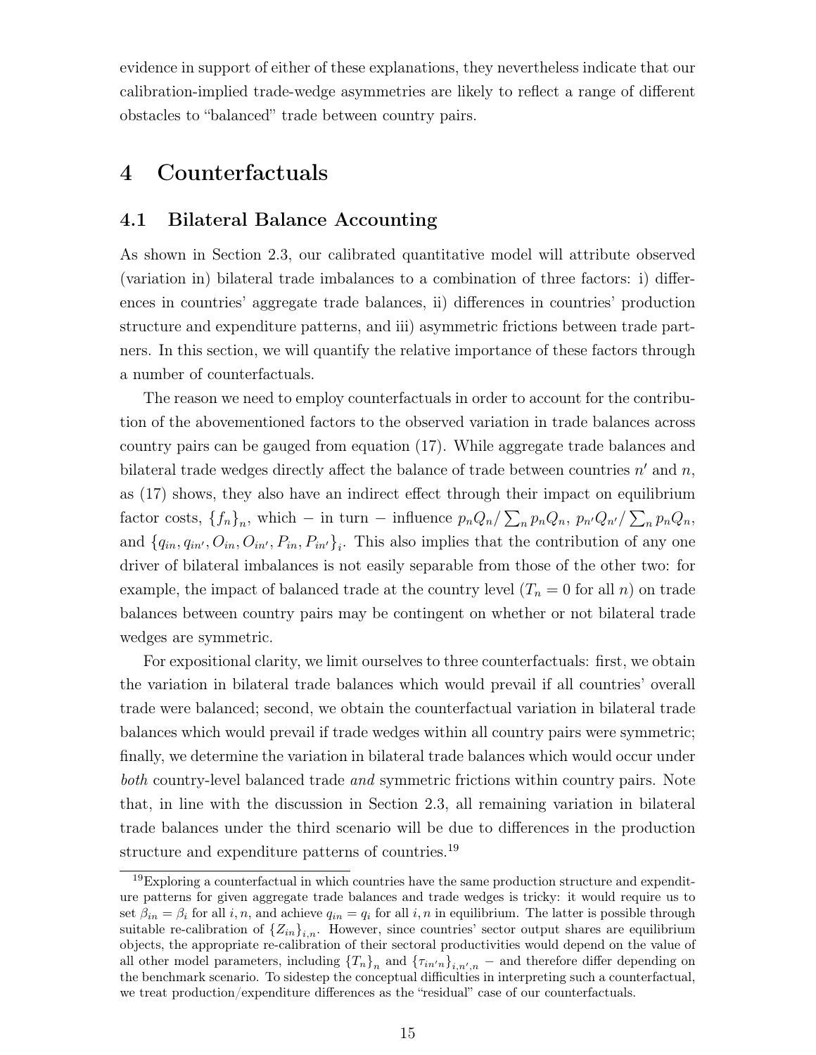evidence in support of either of these explanations, they nevertheless indicate that our calibration-implied trade-wedge asymmetries are likely to reflect a range of different obstacles to "balanced" trade between country pairs.

# 4 Counterfactuals

## 4.1 Bilateral Balance Accounting

As shown in Section 2.3, our calibrated quantitative model will attribute observed (variation in) bilateral trade imbalances to a combination of three factors: i) differences in countries' aggregate trade balances, ii) differences in countries' production structure and expenditure patterns, and iii) asymmetric frictions between trade partners. In this section, we will quantify the relative importance of these factors through a number of counterfactuals.

The reason we need to employ counterfactuals in order to account for the contribution of the abovementioned factors to the observed variation in trade balances across country pairs can be gauged from equation (17). While aggregate trade balances and bilateral trade wedges directly affect the balance of trade between countries $n'$ and $n$, as (17) shows, they also have an indirect effect through their impact on equilibrium factor costs, $\{f_n\}_n$, which – in turn – influence $p_n Q_n / \sum_n p_n Q_n$, $p_{n'} Q_{n'} / \sum_n p_n Q_n$, and $\{q_{in}, q_{in'}, O_{in}, O_{in'}, P_{in}, P_{in'}\}_i$. This also implies that the contribution of any one driver of bilateral imbalances is not easily separable from those of the other two: for example, the impact of balanced trade at the country level ($T_n = 0$ for all $n$) on trade balances between country pairs may be contingent on whether or not bilateral trade wedges are symmetric.

For expositional clarity, we limit ourselves to three counterfactuals: first, we obtain the variation in bilateral trade balances which would prevail if all countries' overall trade were balanced; second, we obtain the counterfactual variation in bilateral trade balances which would prevail if trade wedges within all country pairs were symmetric; finally, we determine the variation in bilateral trade balances which would occur under *both* country-level balanced trade *and* symmetric frictions within country pairs. Note that, in line with the discussion in Section 2.3, all remaining variation in bilateral trade balances under the third scenario will be due to differences in the production structure and expenditure patterns of countries.[19]

[19] Exploring a counterfactual in which countries have the same production structure and expenditure patterns for given aggregate trade balances and trade wedges is tricky: it would require us to set $\beta_{in} = \beta_i$ for all $i, n$, and achieve $q_{in} = q_i$ for all $i, n$ in equilibrium. The latter is possible through suitable re-calibration of $\{Z_{in}\}_{i,n}$. However, since countries' sector output shares are equilibrium objects, the appropriate re-calibration of their sectoral productivities would depend on the value of all other model parameters, including $\{T_n\}_n$ and $\{\tau_{in'n}\}_{i,n',n}$ – and therefore differ depending on the benchmark scenario. To sidestep the conceptual difficulties in interpreting such a counterfactual, we treat production/expenditure differences as the "residual" case of our counterfactuals.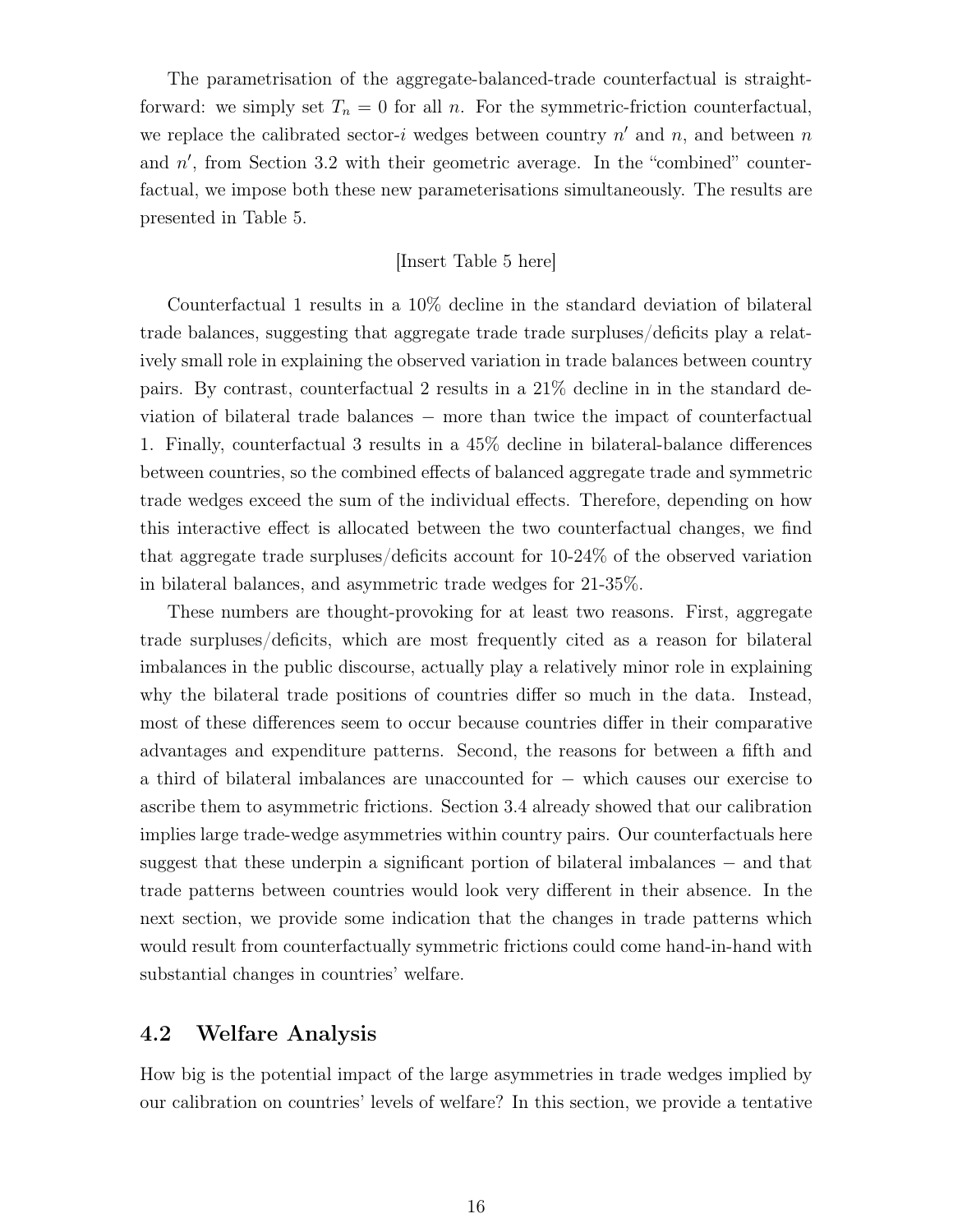The parametrisation of the aggregate-balanced-trade counterfactual is straightforward: we simply set $T_n = 0$ for all $n$. For the symmetric-friction counterfactual, we replace the calibrated sector-$i$ wedges between country $n'$ and $n$, and between $n$ and $n'$, from Section 3.2 with their geometric average. In the "combined" counterfactual, we impose both these new parameterisations simultaneously. The results are presented in Table 5.

[Insert Table 5 here]

Counterfactual 1 results in a 10% decline in the standard deviation of bilateral trade balances, suggesting that aggregate trade trade surpluses/deficits play a relatively small role in explaining the observed variation in trade balances between country pairs. By contrast, counterfactual 2 results in a 21% decline in in the standard deviation of bilateral trade balances − more than twice the impact of counterfactual 1. Finally, counterfactual 3 results in a 45% decline in bilateral-balance differences between countries, so the combined effects of balanced aggregate trade and symmetric trade wedges exceed the sum of the individual effects. Therefore, depending on how this interactive effect is allocated between the two counterfactual changes, we find that aggregate trade surpluses/deficits account for 10-24% of the observed variation in bilateral balances, and asymmetric trade wedges for 21-35%.

These numbers are thought-provoking for at least two reasons. First, aggregate trade surpluses/deficits, which are most frequently cited as a reason for bilateral imbalances in the public discourse, actually play a relatively minor role in explaining why the bilateral trade positions of countries differ so much in the data. Instead, most of these differences seem to occur because countries differ in their comparative advantages and expenditure patterns. Second, the reasons for between a fifth and a third of bilateral imbalances are unaccounted for − which causes our exercise to ascribe them to asymmetric frictions. Section 3.4 already showed that our calibration implies large trade-wedge asymmetries within country pairs. Our counterfactuals here suggest that these underpin a significant portion of bilateral imbalances − and that trade patterns between countries would look very different in their absence. In the next section, we provide some indication that the changes in trade patterns which would result from counterfactually symmetric frictions could come hand-in-hand with substantial changes in countries' welfare.

## 4.2 Welfare Analysis

How big is the potential impact of the large asymmetries in trade wedges implied by our calibration on countries' levels of welfare? In this section, we provide a tentative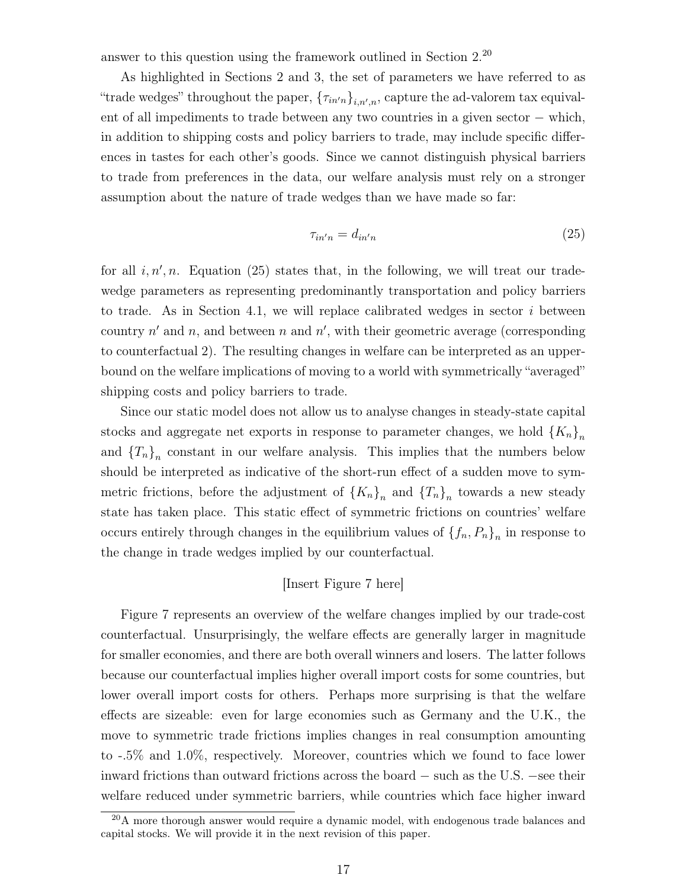answer to this question using the framework outlined in Section 2.[20]

As highlighted in Sections 2 and 3, the set of parameters we have referred to as "trade wedges" throughout the paper, $\{\tau_{in'n}\}_{i,n',n}$, capture the ad-valorem tax equivalent of all impediments to trade between any two countries in a given sector − which, in addition to shipping costs and policy barriers to trade, may include specific differences in tastes for each other's goods. Since we cannot distinguish physical barriers to trade from preferences in the data, our welfare analysis must rely on a stronger assumption about the nature of trade wedges than we have made so far:

$$\tau_{in'n} = d_{in'n} \tag{25}$$

for all $i, n', n$. Equation (25) states that, in the following, we will treat our trade-wedge parameters as representing predominantly transportation and policy barriers to trade. As in Section 4.1, we will replace calibrated wedges in sector $i$ between country $n'$ and $n$, and between $n$ and $n'$, with their geometric average (corresponding to counterfactual 2). The resulting changes in welfare can be interpreted as an upper-bound on the welfare implications of moving to a world with symmetrically "averaged" shipping costs and policy barriers to trade.

Since our static model does not allow us to analyse changes in steady-state capital stocks and aggregate net exports in response to parameter changes, we hold $\{K_n\}_n$ and $\{T_n\}_n$ constant in our welfare analysis. This implies that the numbers below should be interpreted as indicative of the short-run effect of a sudden move to symmetric frictions, before the adjustment of $\{K_n\}_n$ and $\{T_n\}_n$ towards a new steady state has taken place. This static effect of symmetric frictions on countries' welfare occurs entirely through changes in the equilibrium values of $\{f_n, P_n\}_n$ in response to the change in trade wedges implied by our counterfactual.

[Insert Figure 7 here]

Figure 7 represents an overview of the welfare changes implied by our trade-cost counterfactual. Unsurprisingly, the welfare effects are generally larger in magnitude for smaller economies, and there are both overall winners and losers. The latter follows because our counterfactual implies higher overall import costs for some countries, but lower overall import costs for others. Perhaps more surprising is that the welfare effects are sizeable: even for large economies such as Germany and the U.K., the move to symmetric trade frictions implies changes in real consumption amounting to -.5% and 1.0%, respectively. Moreover, countries which we found to face lower inward frictions than outward frictions across the board − such as the U.S. −see their welfare reduced under symmetric barriers, while countries which face higher inward

[20] A more thorough answer would require a dynamic model, with endogenous trade balances and capital stocks. We will provide it in the next revision of this paper.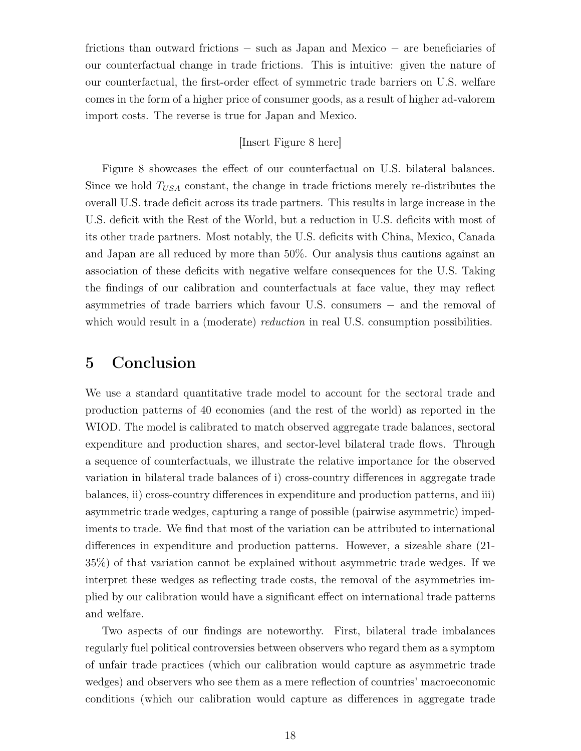frictions than outward frictions − such as Japan and Mexico − are beneficiaries of our counterfactual change in trade frictions. This is intuitive: given the nature of our counterfactual, the first-order effect of symmetric trade barriers on U.S. welfare comes in the form of a higher price of consumer goods, as a result of higher ad-valorem import costs. The reverse is true for Japan and Mexico.

[Insert Figure 8 here]

Figure 8 showcases the effect of our counterfactual on U.S. bilateral balances. Since we hold $T_{USA}$ constant, the change in trade frictions merely re-distributes the overall U.S. trade deficit across its trade partners. This results in large increase in the U.S. deficit with the Rest of the World, but a reduction in U.S. deficits with most of its other trade partners. Most notably, the U.S. deficits with China, Mexico, Canada and Japan are all reduced by more than 50%. Our analysis thus cautions against an association of these deficits with negative welfare consequences for the U.S. Taking the findings of our calibration and counterfactuals at face value, they may reflect asymmetries of trade barriers which favour U.S. consumers − and the removal of which would result in a (moderate) *reduction* in real U.S. consumption possibilities.

# 5 Conclusion

We use a standard quantitative trade model to account for the sectoral trade and production patterns of 40 economies (and the rest of the world) as reported in the WIOD. The model is calibrated to match observed aggregate trade balances, sectoral expenditure and production shares, and sector-level bilateral trade flows. Through a sequence of counterfactuals, we illustrate the relative importance for the observed variation in bilateral trade balances of i) cross-country differences in aggregate trade balances, ii) cross-country differences in expenditure and production patterns, and iii) asymmetric trade wedges, capturing a range of possible (pairwise asymmetric) impediments to trade. We find that most of the variation can be attributed to international differences in expenditure and production patterns. However, a sizeable share (21-35%) of that variation cannot be explained without asymmetric trade wedges. If we interpret these wedges as reflecting trade costs, the removal of the asymmetries implied by our calibration would have a significant effect on international trade patterns and welfare.

Two aspects of our findings are noteworthy. First, bilateral trade imbalances regularly fuel political controversies between observers who regard them as a symptom of unfair trade practices (which our calibration would capture as asymmetric trade wedges) and observers who see them as a mere reflection of countries' macroeconomic conditions (which our calibration would capture as differences in aggregate trade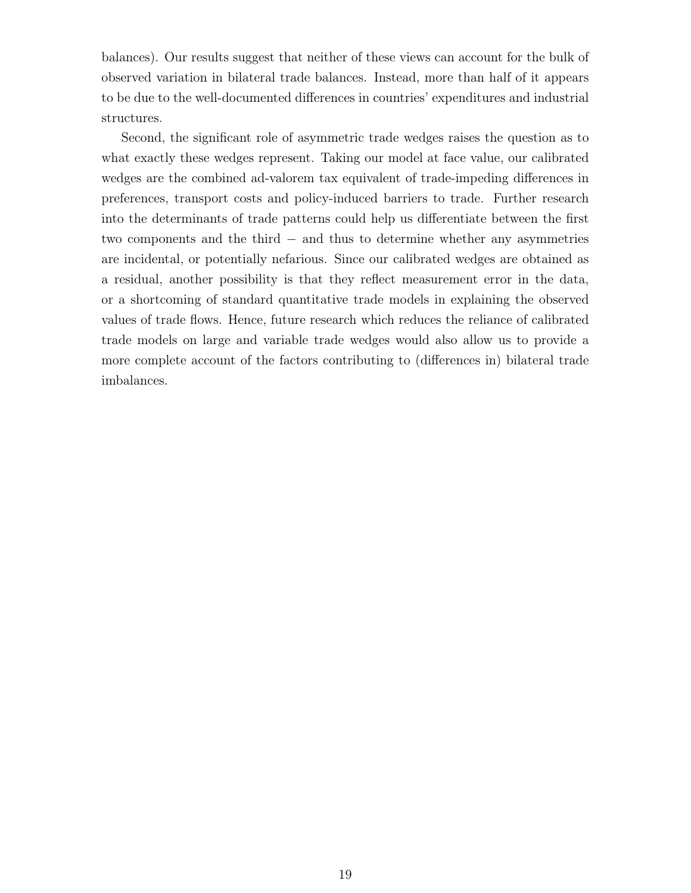balances). Our results suggest that neither of these views can account for the bulk of observed variation in bilateral trade balances. Instead, more than half of it appears to be due to the well-documented differences in countries' expenditures and industrial structures.

Second, the significant role of asymmetric trade wedges raises the question as to what exactly these wedges represent. Taking our model at face value, our calibrated wedges are the combined ad-valorem tax equivalent of trade-impeding differences in preferences, transport costs and policy-induced barriers to trade. Further research into the determinants of trade patterns could help us differentiate between the first two components and the third − and thus to determine whether any asymmetries are incidental, or potentially nefarious. Since our calibrated wedges are obtained as a residual, another possibility is that they reflect measurement error in the data, or a shortcoming of standard quantitative trade models in explaining the observed values of trade flows. Hence, future research which reduces the reliance of calibrated trade models on large and variable trade wedges would also allow us to provide a more complete account of the factors contributing to (differences in) bilateral trade imbalances.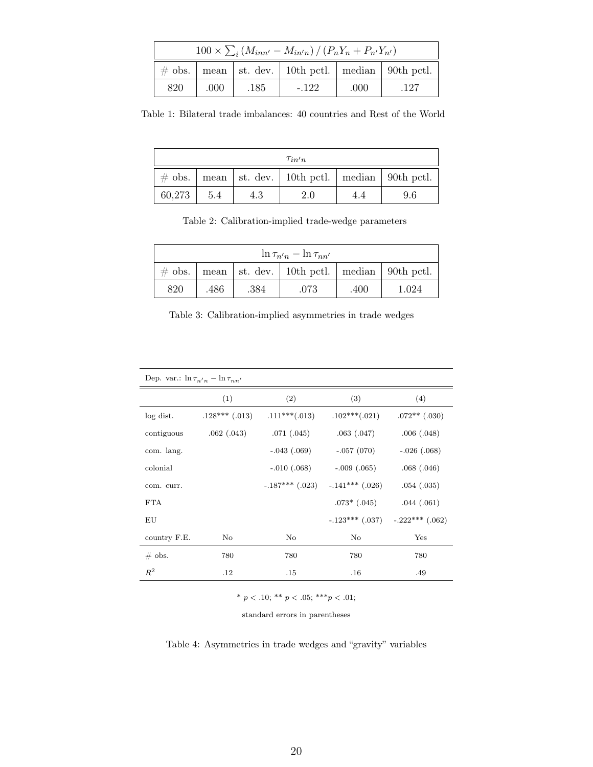| $100 \times \sum_i (M_{inn'} - M_{in'n}) / (P_n Y_n + P_{n'} Y_{n'})$ | | | | | |
|---|---|---|---|---|---|
| # obs. | mean | st. dev. | 10th pctl. | median | 90th pctl. |
| 820 | .000 | .185 | -.122 | .000 | .127 |

Table 1: Bilateral trade imbalances: 40 countries and Rest of the World

| $\tau_{in'n}$ | | | | | |
|---|---|---|---|---|---|
| # obs. | mean | st. dev. | 10th pctl. | median | 90th pctl. |
| 60,273 | 5.4 | 4.3 | 2.0 | 4.4 | 9.6 |

Table 2: Calibration-implied trade-wedge parameters

| $\ln \tau_{n'n} - \ln \tau_{nn'}$ | | | | | |
|---|---|---|---|---|---|
| # obs. | mean | st. dev. | 10th pctl. | median | 90th pctl. |
| 820 | .486 | .384 | .073 | .400 | 1.024 |

Table 3: Calibration-implied asymmetries in trade wedges

| Dep. var.: $\ln \tau_{n'n} - \ln \tau_{nn'}$ | | | | |
|---|---|---|---|---|
| | (1) | (2) | (3) | (4) |
| log dist. | .128*** (.013) | .111***(.013) | .102***(.021) | .072** (.030) |
| contiguous | .062 (.043) | .071 (.045) | .063 (.047) | .006 (.048) |
| com. lang. | | -.043 (.069) | -.057 (070) | -.026 (.068) |
| colonial | | -.010 (.068) | -.009 (.065) | .068 (.046) |
| com. curr. | | -.187*** (.023) | -.141*** (.026) | .054 (.035) |
| FTA | | | .073* (.045) | .044 (.061) |
| EU | | | -.123*** (.037) | -.222*** (.062) |
| country F.E. | No | No | No | Yes |
| # obs. | 780 | 780 | 780 | 780 |
| $R^2$ | .12 | .15 | .16 | .49 |

* $p < .10$; ** $p < .05$; ***$p < .01$;

standard errors in parentheses

Table 4: Asymmetries in trade wedges and "gravity" variables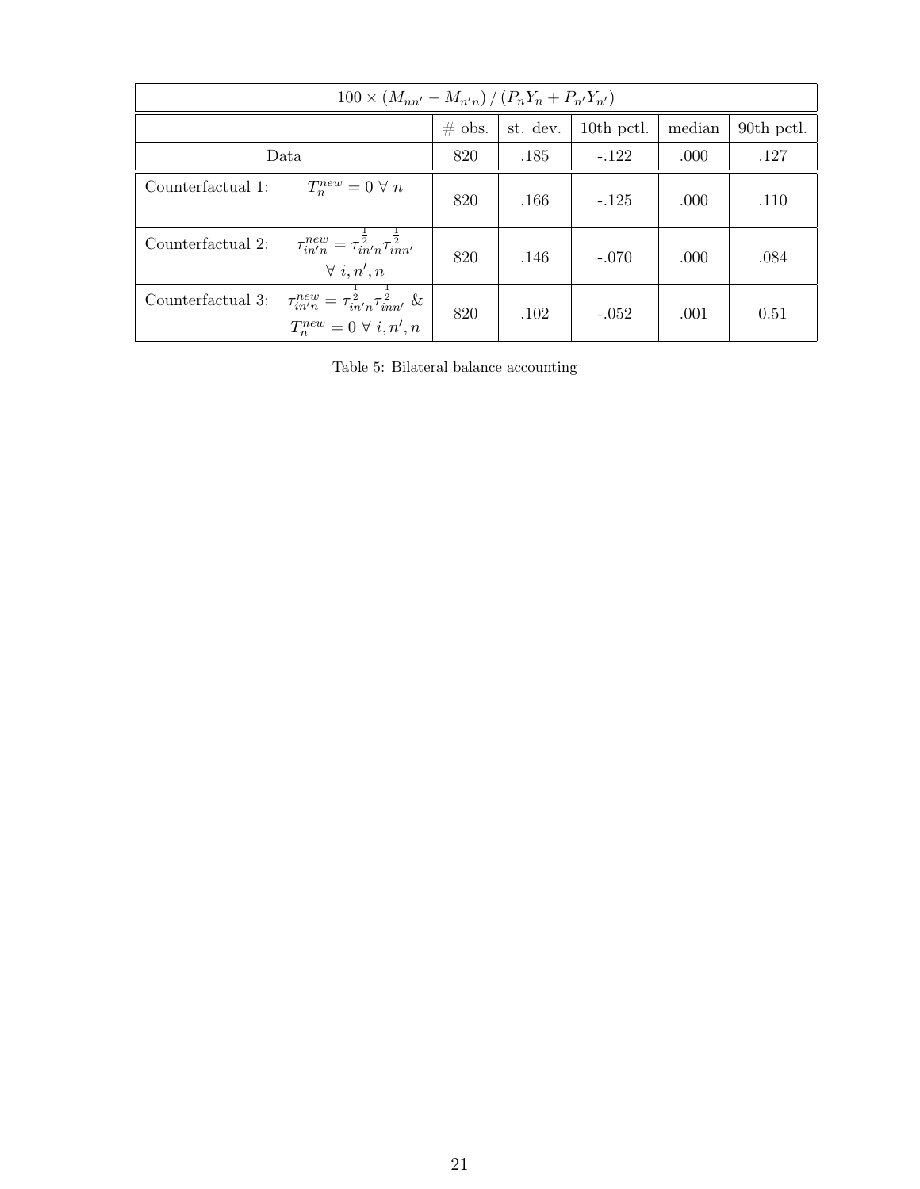| $100 \times (M_{nn'} - M_{n'n}) \,/\, (P_n Y_n + P_{n'} Y_{n'})$ | | | | | | |
|---|---|---|---|---|---|---|
| | | # obs. | st. dev. | 10th pctl. | median | 90th pctl. |
| Data | | 820 | .185 | -.122 | .000 | .127 |
| Counterfactual 1: | $T_n^{new} = 0 \; \forall \; n$ | 820 | .166 | -.125 | .000 | .110 |
| Counterfactual 2: | $\tau_{in'n}^{new} = \tau_{in'n}^{\frac{1}{2}} \tau_{inn'}^{\frac{1}{2}}$ $\forall \; i, n', n$ | 820 | .146 | -.070 | .000 | .084 |
| Counterfactual 3: | $\tau_{in'n}^{new} = \tau_{in'n}^{\frac{1}{2}} \tau_{inn'}^{\frac{1}{2}}$ & $T_n^{new} = 0 \; \forall \; i, n', n$ | 820 | .102 | -.052 | .001 | 0.51 |

Table 5: Bilateral balance accounting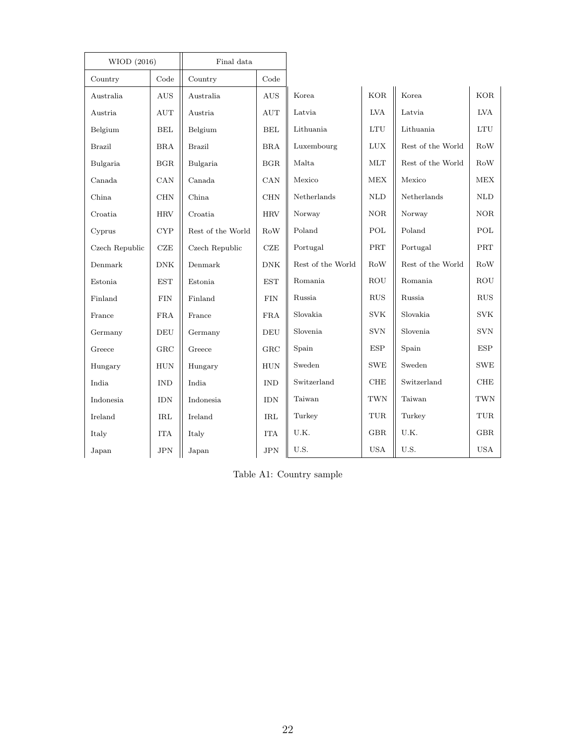| WIOD (2016) | | Final data | | | | | |
|---|---|---|---|---|---|---|---|
| Country | Code | Country | Code | | | | |
| Australia | AUS | Australia | AUS | Korea | KOR | Korea | KOR |
| Austria | AUT | Austria | AUT | Latvia | LVA | Latvia | LVA |
| Belgium | BEL | Belgium | BEL | Lithuania | LTU | Lithuania | LTU |
| Brazil | BRA | Brazil | BRA | Luxembourg | LUX | Rest of the World | RoW |
| Bulgaria | BGR | Bulgaria | BGR | Malta | MLT | Rest of the World | RoW |
| Canada | CAN | Canada | CAN | Mexico | MEX | Mexico | MEX |
| China | CHN | China | CHN | Netherlands | NLD | Netherlands | NLD |
| Croatia | HRV | Croatia | HRV | Norway | NOR | Norway | NOR |
| Cyprus | CYP | Rest of the World | RoW | Poland | POL | Poland | POL |
| Czech Republic | CZE | Czech Republic | CZE | Portugal | PRT | Portugal | PRT |
| Denmark | DNK | Denmark | DNK | Rest of the World | RoW | Rest of the World | RoW |
| Estonia | EST | Estonia | EST | Romania | ROU | Romania | ROU |
| Finland | FIN | Finland | FIN | Russia | RUS | Russia | RUS |
| France | FRA | France | FRA | Slovakia | SVK | Slovakia | SVK |
| Germany | DEU | Germany | DEU | Slovenia | SVN | Slovenia | SVN |
| Greece | GRC | Greece | GRC | Spain | ESP | Spain | ESP |
| Hungary | HUN | Hungary | HUN | Sweden | SWE | Sweden | SWE |
| India | IND | India | IND | Switzerland | CHE | Switzerland | CHE |
| Indonesia | IDN | Indonesia | IDN | Taiwan | TWN | Taiwan | TWN |
| Ireland | IRL | Ireland | IRL | Turkey | TUR | Turkey | TUR |
| Italy | ITA | Italy | ITA | U.K. | GBR | U.K. | GBR |
| Japan | JPN | Japan | JPN | U.S. | USA | U.S. | USA |

Table A1: Country sample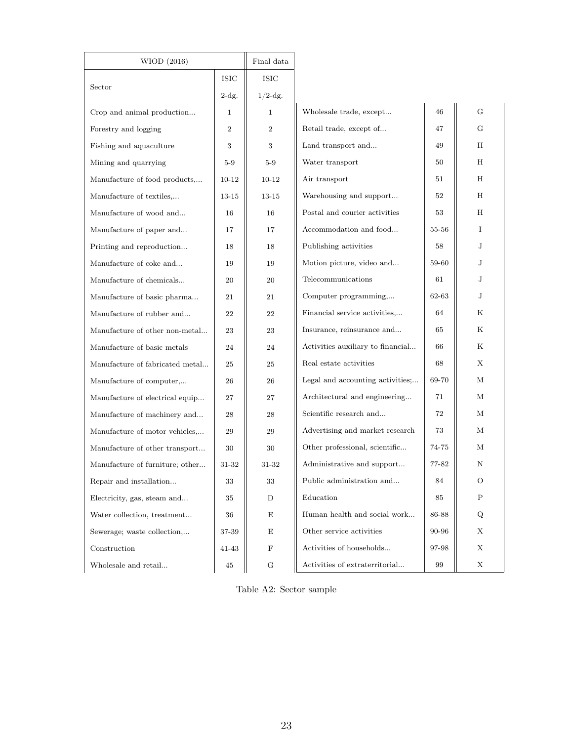| WOID (2016) | | Final data |
|---|---|---|
| Sector | ISIC 2-dg. | ISIC 1/2-dg. |
| Crop and animal production... | 1 | 1 |
| Forestry and logging | 2 | 2 |
| Fishing and aquaculture | 3 | 3 |
| Mining and quarrying | 5-9 | 5-9 |
| Manufacture of food products,... | 10-12 | 10-12 |
| Manufacture of textiles,... | 13-15 | 13-15 |
| Manufacture of wood and... | 16 | 16 |
| Manufacture of paper and... | 17 | 17 |
| Printing and reproduction... | 18 | 18 |
| Manufacture of coke and... | 19 | 19 |
| Manufacture of chemicals... | 20 | 20 |
| Manufacture of basic pharma... | 21 | 21 |
| Manufacture of rubber and... | 22 | 22 |
| Manufacture of other non-metal... | 23 | 23 |
| Manufacture of basic metals | 24 | 24 |
| Manufacture of fabricated metal... | 25 | 25 |
| Manufacture of computer,... | 26 | 26 |
| Manufacture of electrical equip... | 27 | 27 |
| Manufacture of machinery and... | 28 | 28 |
| Manufacture of motor vehicles,... | 29 | 29 |
| Manufacture of other transport... | 30 | 30 |
| Manufacture of furniture; other... | 31-32 | 31-32 |
| Repair and installation... | 33 | 33 |
| Electricity, gas, steam and... | 35 | D |
| Water collection, treatment... | 36 | E |
| Sewerage; waste collection,... | 37-39 | E |
| Construction | 41-43 | F |
| Wholesale and retail... | 45 | G |
| Wholesale trade, except... | 46 | G |
| Retail trade, except of... | 47 | G |
| Land transport and... | 49 | H |
| Water transport | 50 | H |
| Air transport | 51 | H |
| Warehousing and support... | 52 | H |
| Postal and courier activities | 53 | H |
| Accommodation and food... | 55-56 | I |
| Publishing activities | 58 | J |
| Motion picture, video and... | 59-60 | J |
| Telecommunications | 61 | J |
| Computer programming,... | 62-63 | J |
| Financial service activities,... | 64 | K |
| Insurance, reinsurance and... | 65 | K |
| Activities auxiliary to financial... | 66 | K |
| Real estate activities | 68 | X |
| Legal and accounting activities;... | 69-70 | M |
| Architectural and engineering... | 71 | M |
| Scientific research and... | 72 | M |
| Advertising and market research | 73 | M |
| Other professional, scientific... | 74-75 | M |
| Administrative and support... | 77-82 | N |
| Public administration and... | 84 | O |
| Education | 85 | P |
| Human health and social work... | 86-88 | Q |
| Other service activities | 90-96 | X |
| Activities of households... | 97-98 | X |
| Activities of extraterritorial... | 99 | X |

Table A2: Sector sample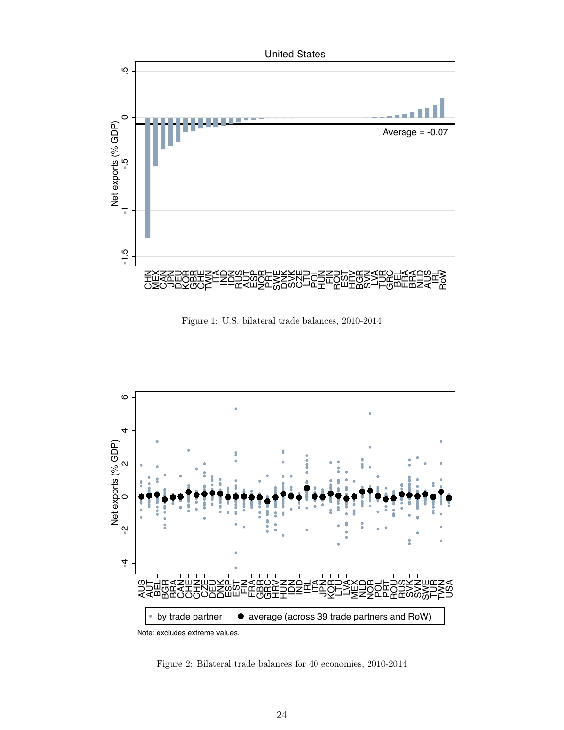Figure 1: U.S. bilateral trade balances, 2010-2014

Note: excludes extreme values.

Figure 2: Bilateral trade balances for 40 economies, 2010-2014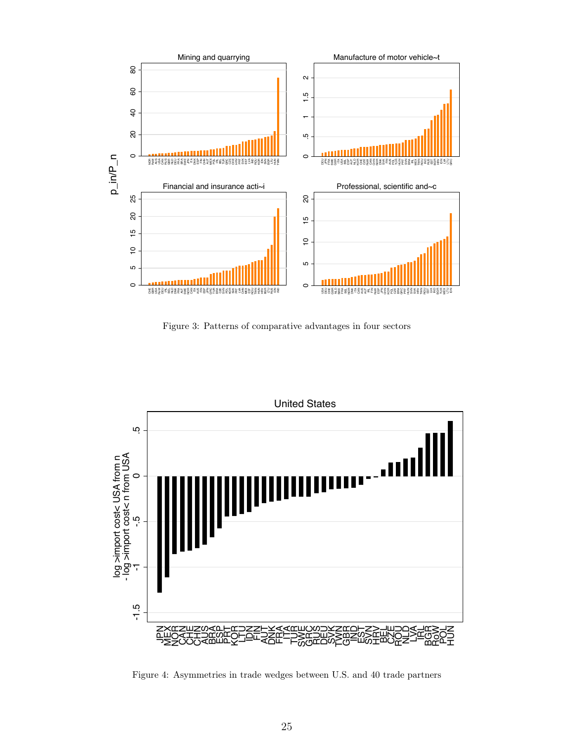Figure 3: Patterns of comparative advantages in four sectors

Figure 4: Asymmetries in trade wedges between U.S. and 40 trade partners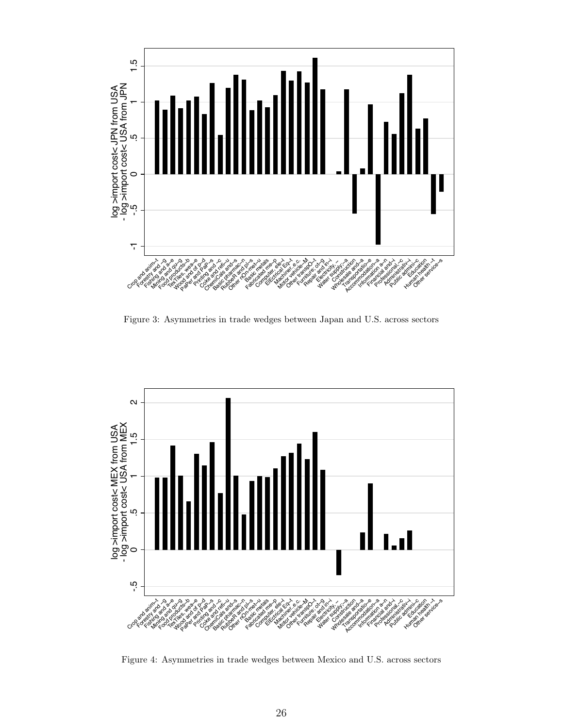Figure 3: Asymmetries in trade wedges between Japan and U.S. across sectors

Figure 4: Asymmetries in trade wedges between Mexico and U.S. across sectors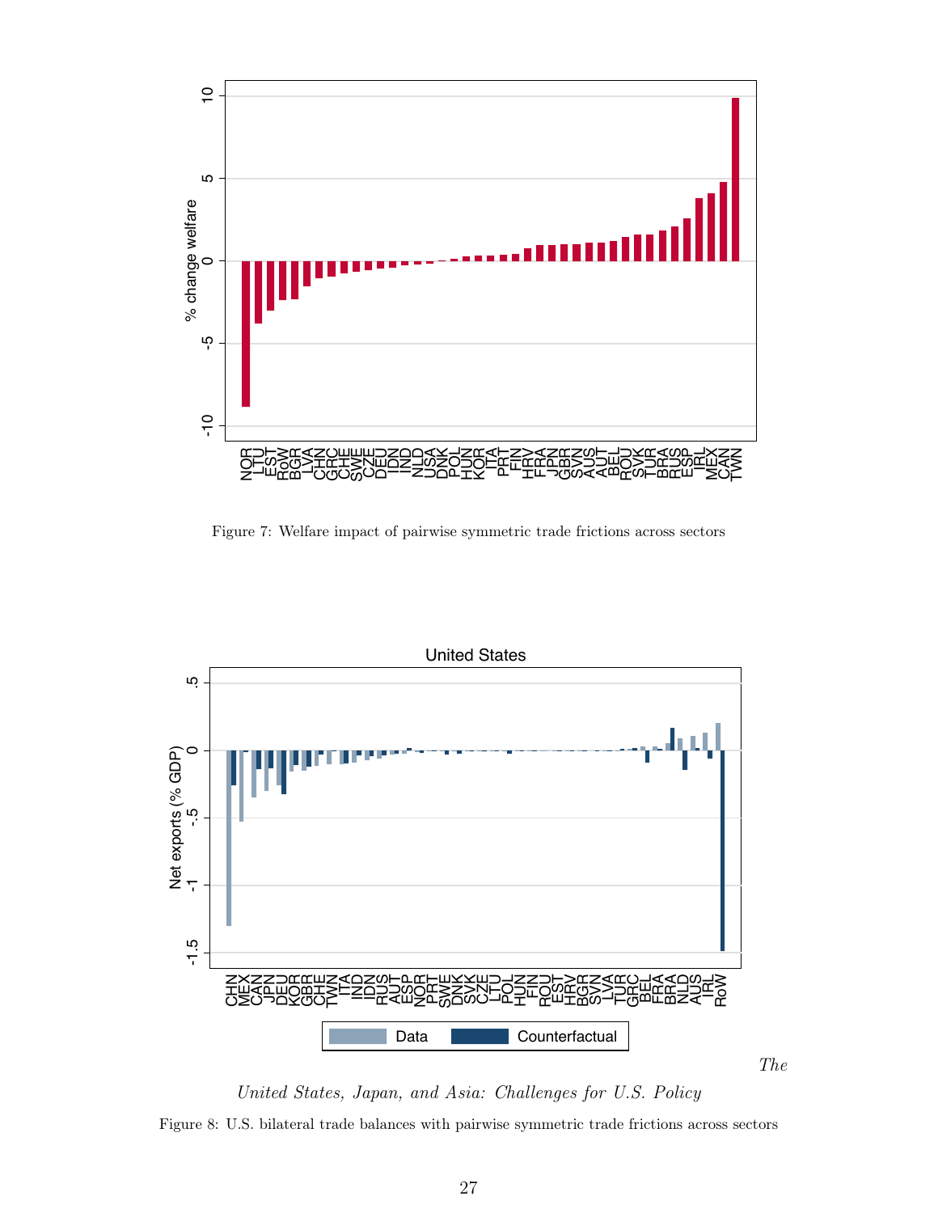Figure 7: Welfare impact of pairwise symmetric trade frictions across sectors

Figure 8: U.S. bilateral trade balances with pairwise symmetric trade frictions across sectors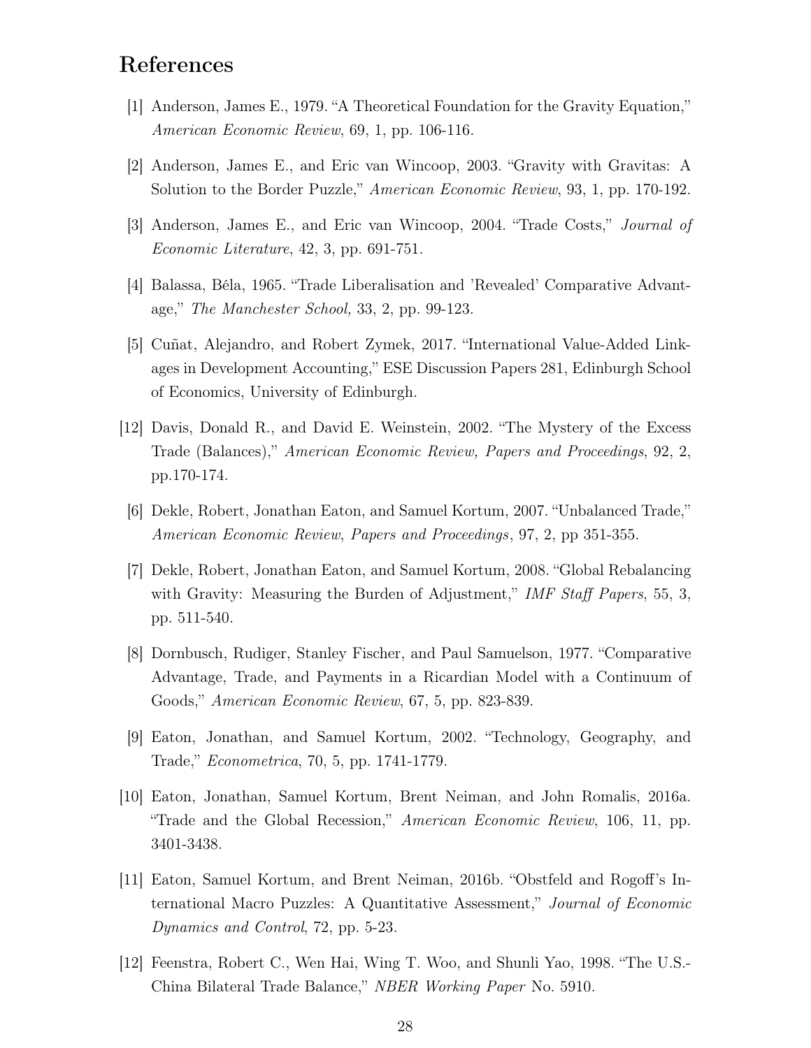# References

[1] Anderson, James E., 1979. "A Theoretical Foundation for the Gravity Equation," *American Economic Review*, 69, 1, pp. 106-116.

[2] Anderson, James E., and Eric van Wincoop, 2003. "Gravity with Gravitas: A Solution to the Border Puzzle," *American Economic Review*, 93, 1, pp. 170-192.

[3] Anderson, James E., and Eric van Wincoop, 2004. "Trade Costs," *Journal of Economic Literature*, 42, 3, pp. 691-751.

[4] Balassa, Béla, 1965. "Trade Liberalisation and 'Revealed' Comparative Advantage," *The Manchester School,* 33, 2, pp. 99-123.

[5] Cuñat, Alejandro, and Robert Zymek, 2017. "International Value-Added Linkages in Development Accounting," ESE Discussion Papers 281, Edinburgh School of Economics, University of Edinburgh.

[12] Davis, Donald R., and David E. Weinstein, 2002. "The Mystery of the Excess Trade (Balances)," *American Economic Review, Papers and Proceedings*, 92, 2, pp.170-174.

[6] Dekle, Robert, Jonathan Eaton, and Samuel Kortum, 2007. "Unbalanced Trade," *American Economic Review*, *Papers and Proceedings*, 97, 2, pp 351-355.

[7] Dekle, Robert, Jonathan Eaton, and Samuel Kortum, 2008. "Global Rebalancing with Gravity: Measuring the Burden of Adjustment," *IMF Staff Papers*, 55, 3, pp. 511-540.

[8] Dornbusch, Rudiger, Stanley Fischer, and Paul Samuelson, 1977. "Comparative Advantage, Trade, and Payments in a Ricardian Model with a Continuum of Goods," *American Economic Review*, 67, 5, pp. 823-839.

[9] Eaton, Jonathan, and Samuel Kortum, 2002. "Technology, Geography, and Trade," *Econometrica*, 70, 5, pp. 1741-1779.

[10] Eaton, Jonathan, Samuel Kortum, Brent Neiman, and John Romalis, 2016a. "Trade and the Global Recession," *American Economic Review*, 106, 11, pp. 3401-3438.

[11] Eaton, Samuel Kortum, and Brent Neiman, 2016b. "Obstfeld and Rogoff's International Macro Puzzles: A Quantitative Assessment," *Journal of Economic Dynamics and Control*, 72, pp. 5-23.

[12] Feenstra, Robert C., Wen Hai, Wing T. Woo, and Shunli Yao, 1998. "The U.S.-China Bilateral Trade Balance," *NBER Working Paper* No. 5910.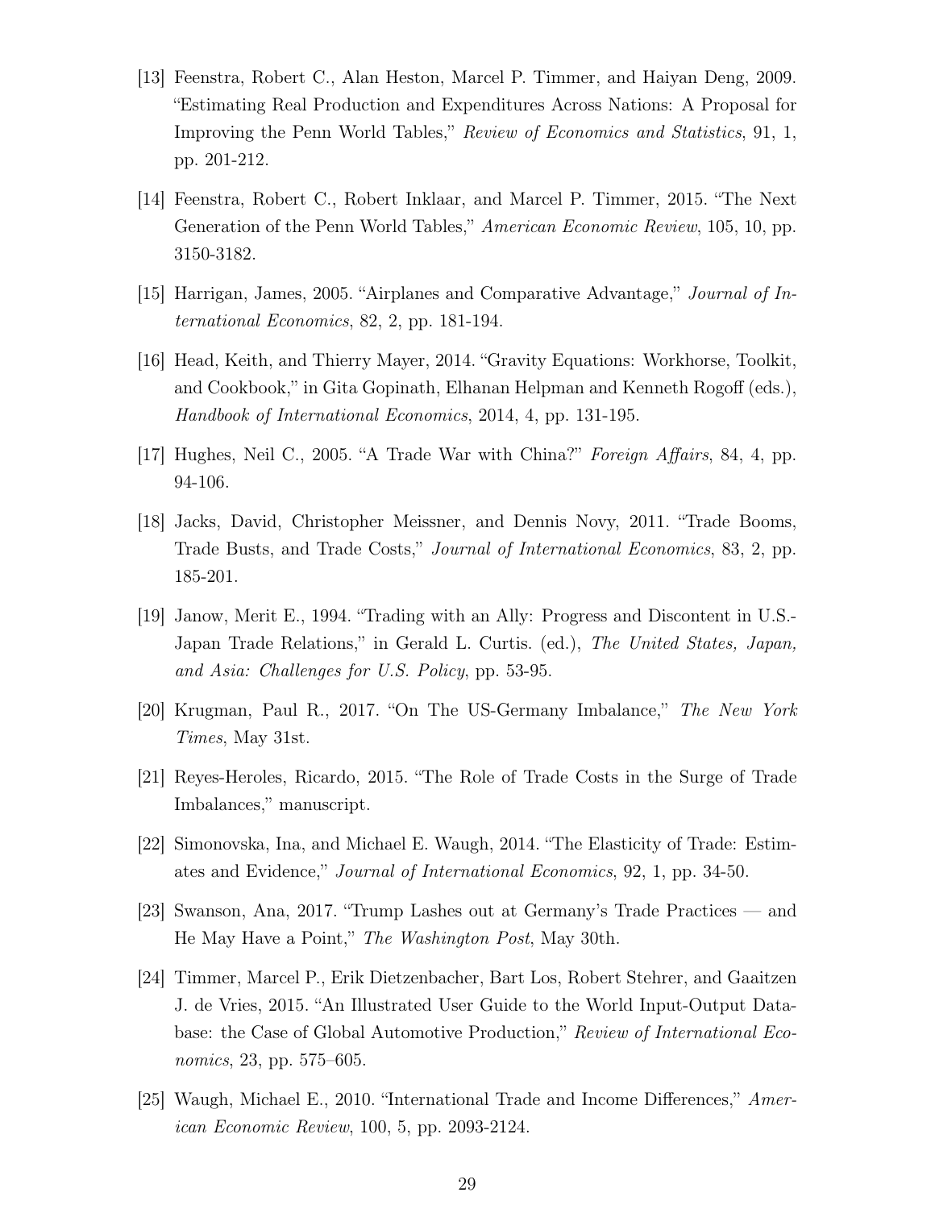[13] Feenstra, Robert C., Alan Heston, Marcel P. Timmer, and Haiyan Deng, 2009. "Estimating Real Production and Expenditures Across Nations: A Proposal for Improving the Penn World Tables," *Review of Economics and Statistics*, 91, 1, pp. 201-212.

[14] Feenstra, Robert C., Robert Inklaar, and Marcel P. Timmer, 2015. "The Next Generation of the Penn World Tables," *American Economic Review*, 105, 10, pp. 3150-3182.

[15] Harrigan, James, 2005. "Airplanes and Comparative Advantage," *Journal of International Economics*, 82, 2, pp. 181-194.

[16] Head, Keith, and Thierry Mayer, 2014. "Gravity Equations: Workhorse, Toolkit, and Cookbook," in Gita Gopinath, Elhanan Helpman and Kenneth Rogoff (eds.), *Handbook of International Economics*, 2014, 4, pp. 131-195.

[17] Hughes, Neil C., 2005. "A Trade War with China?" *Foreign Affairs*, 84, 4, pp. 94-106.

[18] Jacks, David, Christopher Meissner, and Dennis Novy, 2011. "Trade Booms, Trade Busts, and Trade Costs," *Journal of International Economics*, 83, 2, pp. 185-201.

[19] Janow, Merit E., 1994. "Trading with an Ally: Progress and Discontent in U.S.-Japan Trade Relations," in Gerald L. Curtis. (ed.), *The United States, Japan, and Asia: Challenges for U.S. Policy*, pp. 53-95.

[20] Krugman, Paul R., 2017. "On The US-Germany Imbalance," *The New York Times*, May 31st.

[21] Reyes-Heroles, Ricardo, 2015. "The Role of Trade Costs in the Surge of Trade Imbalances," manuscript.

[22] Simonovska, Ina, and Michael E. Waugh, 2014. "The Elasticity of Trade: Estimates and Evidence," *Journal of International Economics*, 92, 1, pp. 34-50.

[23] Swanson, Ana, 2017. "Trump Lashes out at Germany's Trade Practices — and He May Have a Point," *The Washington Post*, May 30th.

[24] Timmer, Marcel P., Erik Dietzenbacher, Bart Los, Robert Stehrer, and Gaaitzen J. de Vries, 2015. "An Illustrated User Guide to the World Input-Output Database: the Case of Global Automotive Production," *Review of International Economics*, 23, pp. 575–605.

[25] Waugh, Michael E., 2010. "International Trade and Income Differences," *American Economic Review*, 100, 5, pp. 2093-2124.